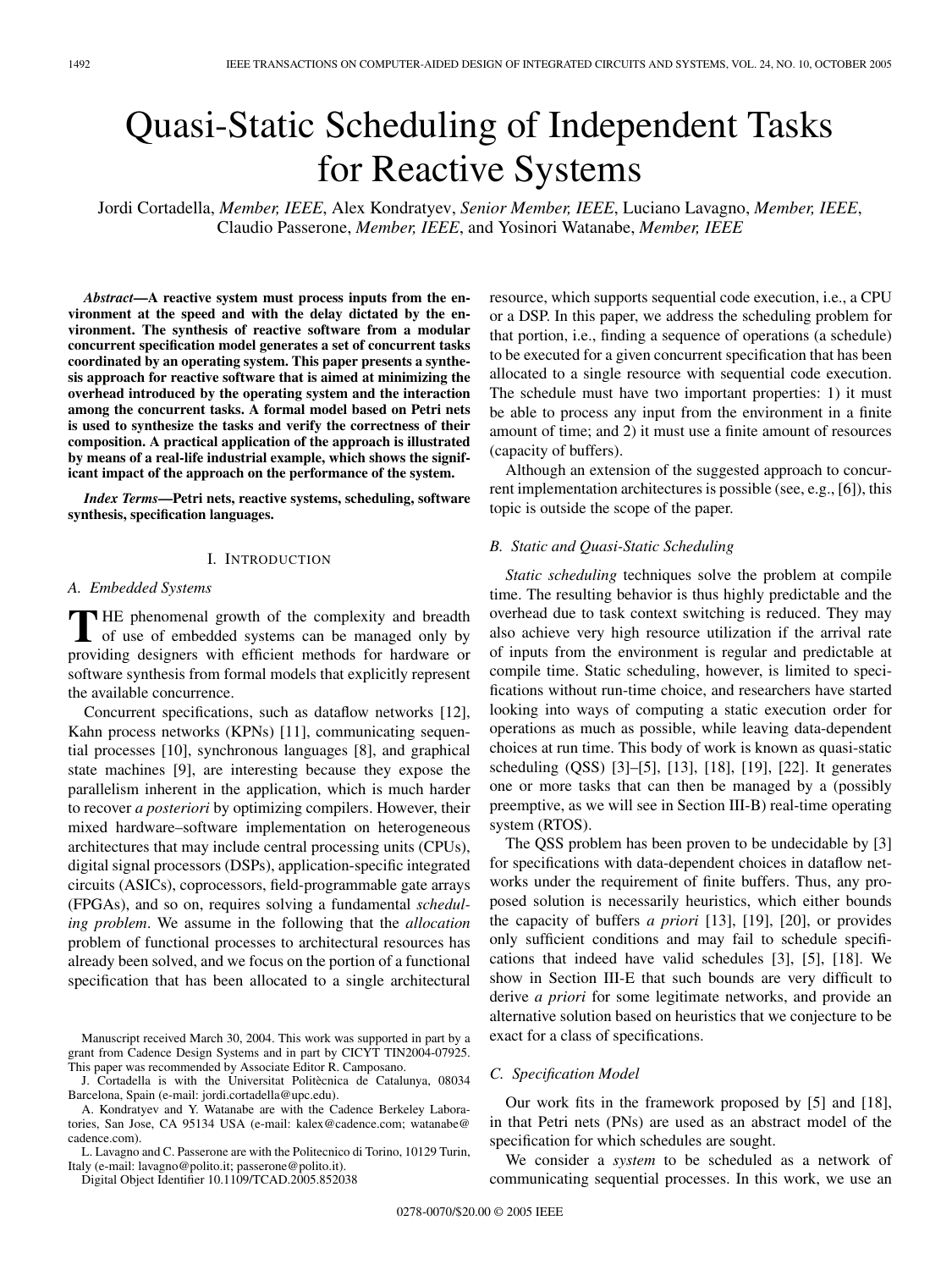# Quasi-Static Scheduling of Independent Tasks for Reactive Systems

Jordi Cortadella, *Member, IEEE*, Alex Kondratyev, *Senior Member, IEEE*, Luciano Lavagno, *Member, IEEE*, Claudio Passerone, *Member, IEEE*, and Yosinori Watanabe, *Member, IEEE*

***Abstract*—A reactive system must process inputs from the environment at the speed and with the delay dictated by the environment. The synthesis of reactive software from a modular concurrent specification model generates a set of concurrent tasks coordinated by an operating system. This paper presents a synthesis approach for reactive software that is aimed at minimizing the overhead introduced by the operating system and the interaction among the concurrent tasks. A formal model based on Petri nets is used to synthesize the tasks and verify the correctness of their composition. A practical application of the approach is illustrated by means of a real-life industrial example, which shows the significant impact of the approach on the performance of the system.**

***Index Terms*—Petri nets, reactive systems, scheduling, software synthesis, specification languages.**

## I. Introduction

### A. Embedded Systems

THE phenomenal growth of the complexity and breadth of use of embedded systems can be managed only by providing designers with efficient methods for hardware or software synthesis from formal models that explicitly represent the available concurrence.

Concurrent specifications, such as dataflow networks [12], Kahn process networks (KPNs) [11], communicating sequential processes [10], synchronous languages [8], and graphical state machines [9], are interesting because they expose the parallelism inherent in the application, which is much harder to recover *a posteriori* by optimizing compilers. However, their mixed hardware–software implementation on heterogeneous architectures that may include central processing units (CPUs), digital signal processors (DSPs), application-specific integrated circuits (ASICs), coprocessors, field-programmable gate arrays (FPGAs), and so on, requires solving a fundamental *scheduling problem*. We assume in the following that the *allocation* problem of functional processes to architectural resources has already been solved, and we focus on the portion of a functional specification that has been allocated to a single architectural resource, which supports sequential code execution, i.e., a CPU or a DSP. In this paper, we address the scheduling problem for that portion, i.e., finding a sequence of operations (a schedule) to be executed for a given concurrent specification that has been allocated to a single resource with sequential code execution. The schedule must have two important properties: 1) it must be able to process any input from the environment in a finite amount of time; and 2) it must use a finite amount of resources (capacity of buffers).

Although an extension of the suggested approach to concurrent implementation architectures is possible (see, e.g., [6]), this topic is outside the scope of the paper.

### B. Static and Quasi-Static Scheduling

*Static scheduling* techniques solve the problem at compile time. The resulting behavior is thus highly predictable and the overhead due to task context switching is reduced. They may also achieve very high resource utilization if the arrival rate of inputs from the environment is regular and predictable at compile time. Static scheduling, however, is limited to specifications without run-time choice, and researchers have started looking into ways of computing a static execution order for operations as much as possible, while leaving data-dependent choices at run time. This body of work is known as quasi-static scheduling (QSS) [3]–[5], [13], [18], [19], [22]. It generates one or more tasks that can then be managed by a (possibly preemptive, as we will see in Section III-B) real-time operating system (RTOS).

The QSS problem has been proven to be undecidable by [3] for specifications with data-dependent choices in dataflow networks under the requirement of finite buffers. Thus, any proposed solution is necessarily heuristics, which either bounds the capacity of buffers *a priori* [13], [19], [20], or provides only sufficient conditions and may fail to schedule specifications that indeed have valid schedules [3], [5], [18]. We show in Section III-E that such bounds are very difficult to derive *a priori* for some legitimate networks, and provide an alternative solution based on heuristics that we conjecture to be exact for a class of specifications.

### C. Specification Model

Our work fits in the framework proposed by [5] and [18], in that Petri nets (PNs) are used as an abstract model of the specification for which schedules are sought.

We consider a *system* to be scheduled as a network of communicating sequential processes. In this work, we use an

Manuscript received March 30, 2004. This work was supported in part by a grant from Cadence Design Systems and in part by CICYT TIN2004-07925. This paper was recommended by Associate Editor R. Camposano.

J. Cortadella is with the Universitat Politècnica de Catalunya, 08034 Barcelona, Spain (e-mail: jordi.cortadella@upc.edu).

A. Kondratyev and Y. Watanabe are with the Cadence Berkeley Laboratories, San Jose, CA 95134 USA (e-mail: kalex@cadence.com; watanabe@cadence.com).

L. Lavagno and C. Passerone are with the Politecnico di Torino, 10129 Turin, Italy (e-mail: lavagno@polito.it; passerone@polito.it).

Digital Object Identifier 10.1109/TCAD.2005.852038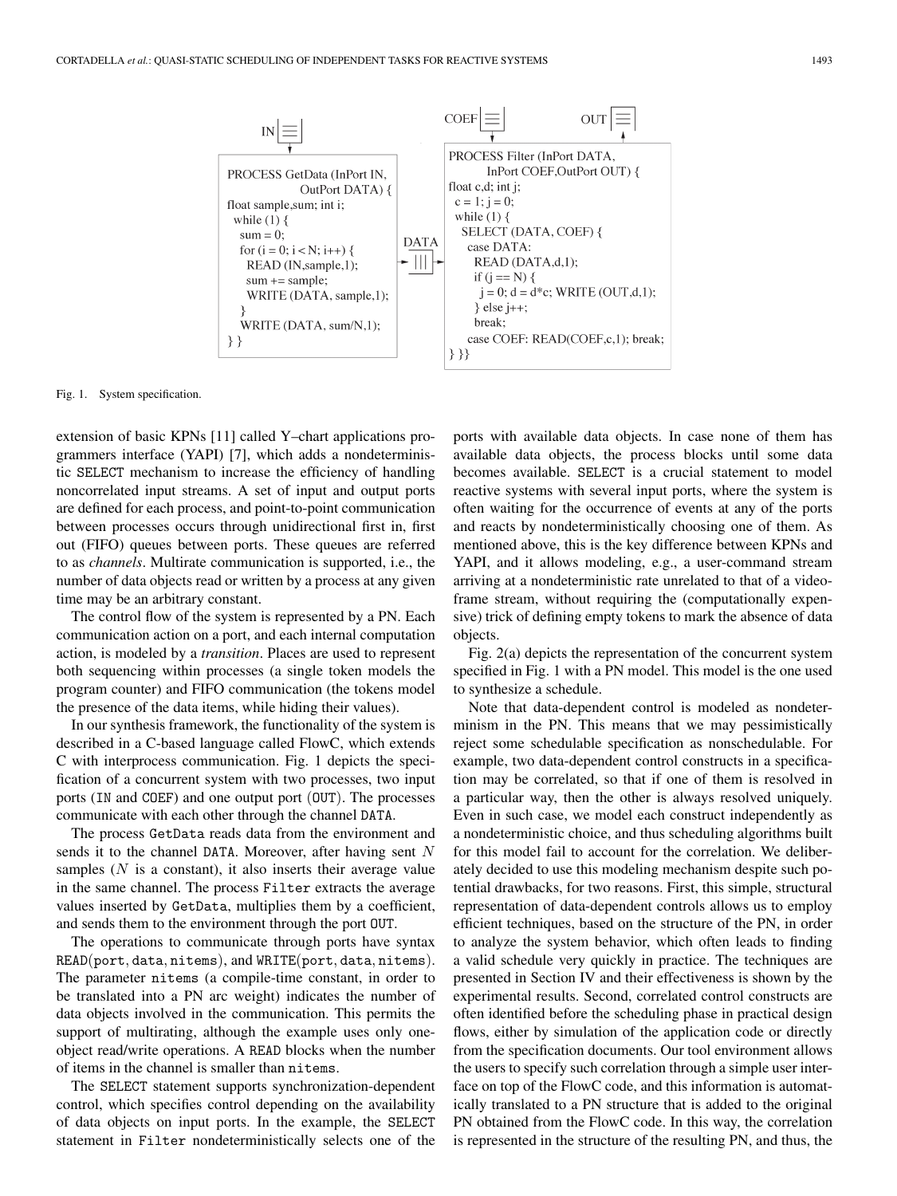```
PROCESS GetData (InPort IN,
                 OutPort DATA) {
float sample,sum; int i;
  while (1) {
    sum = 0;
    for (i = 0; i < N; i++) {
      READ (IN,sample,1);
      sum += sample;
      WRITE (DATA, sample,1);
    }
    WRITE (DATA, sum/N,1);
} }
```

```
PROCESS Filter (InPort DATA,
        InPort COEF,OutPort OUT) {
float c,d; int j;
  c = 1; j = 0;
  while (1) {
    SELECT (DATA, COEF) {
      case DATA:
        READ (DATA,d,1);
        if (j == N) {
          j = 0; d = d*c; WRITE (OUT,d,1);
        } else j++;
        break;
      case COEF: READ(COEF,c,1); break;
} }}
```

Fig. 1. System specification.

extension of basic KPNs [11] called Y–chart applications programmers interface (YAPI) [7], which adds a nondeterministic SELECT mechanism to increase the efficiency of handling noncorrelated input streams. A set of input and output ports are defined for each process, and point-to-point communication between processes occurs through unidirectional first in, first out (FIFO) queues between ports. These queues are referred to as *channels*. Multirate communication is supported, i.e., the number of data objects read or written by a process at any given time may be an arbitrary constant.

The control flow of the system is represented by a PN. Each communication action on a port, and each internal computation action, is modeled by a *transition*. Places are used to represent both sequencing within processes (a single token models the program counter) and FIFO communication (the tokens model the presence of the data items, while hiding their values).

In our synthesis framework, the functionality of the system is described in a C-based language called FlowC, which extends C with interprocess communication. Fig. 1 depicts the specification of a concurrent system with two processes, two input ports (IN and COEF) and one output port (OUT). The processes communicate with each other through the channel DATA.

The process GetData reads data from the environment and sends it to the channel DATA. Moreover, after having sent $N$ samples ($N$ is a constant), it also inserts their average value in the same channel. The process Filter extracts the average values inserted by GetData, multiplies them by a coefficient, and sends them to the environment through the port OUT.

The operations to communicate through ports have syntax READ(port, data, nitems), and WRITE(port, data, nitems). The parameter nitems (a compile-time constant, in order to be translated into a PN arc weight) indicates the number of data objects involved in the communication. This permits the support of multirating, although the example uses only one-object read/write operations. A READ blocks when the number of items in the channel is smaller than nitems.

The SELECT statement supports synchronization-dependent control, which specifies control depending on the availability of data objects on input ports. In the example, the SELECT statement in Filter nondeterministically selects one of the ports with available data objects. In case none of them has available data objects, the process blocks until some data becomes available. SELECT is a crucial statement to model reactive systems with several input ports, where the system is often waiting for the occurrence of events at any of the ports and reacts by nondeterministically choosing one of them. As mentioned above, this is the key difference between KPNs and YAPI, and it allows modeling, e.g., a user-command stream arriving at a nondeterministic rate unrelated to that of a video-frame stream, without requiring the (computationally expensive) trick of defining empty tokens to mark the absence of data objects.

Fig. 2(a) depicts the representation of the concurrent system specified in Fig. 1 with a PN model. This model is the one used to synthesize a schedule.

Note that data-dependent control is modeled as nondeterminism in the PN. This means that we may pessimistically reject some schedulable specification as nonschedulable. For example, two data-dependent control constructs in a specification may be correlated, so that if one of them is resolved in a particular way, then the other is always resolved uniquely. Even in such case, we model each construct independently as a nondeterministic choice, and thus scheduling algorithms built for this model fail to account for the correlation. We deliberately decided to use this modeling mechanism despite such potential drawbacks, for two reasons. First, this simple, structural representation of data-dependent controls allows us to employ efficient techniques, based on the structure of the PN, in order to analyze the system behavior, which often leads to finding a valid schedule very quickly in practice. The techniques are presented in Section IV and their effectiveness is shown by the experimental results. Second, correlated control constructs are often identified before the scheduling phase in practical design flows, either by simulation of the application code or directly from the specification documents. Our tool environment allows the users to specify such correlation through a simple user interface on top of the FlowC code, and this information is automatically translated to a PN structure that is added to the original PN obtained from the FlowC code. In this way, the correlation is represented in the structure of the resulting PN, and thus, the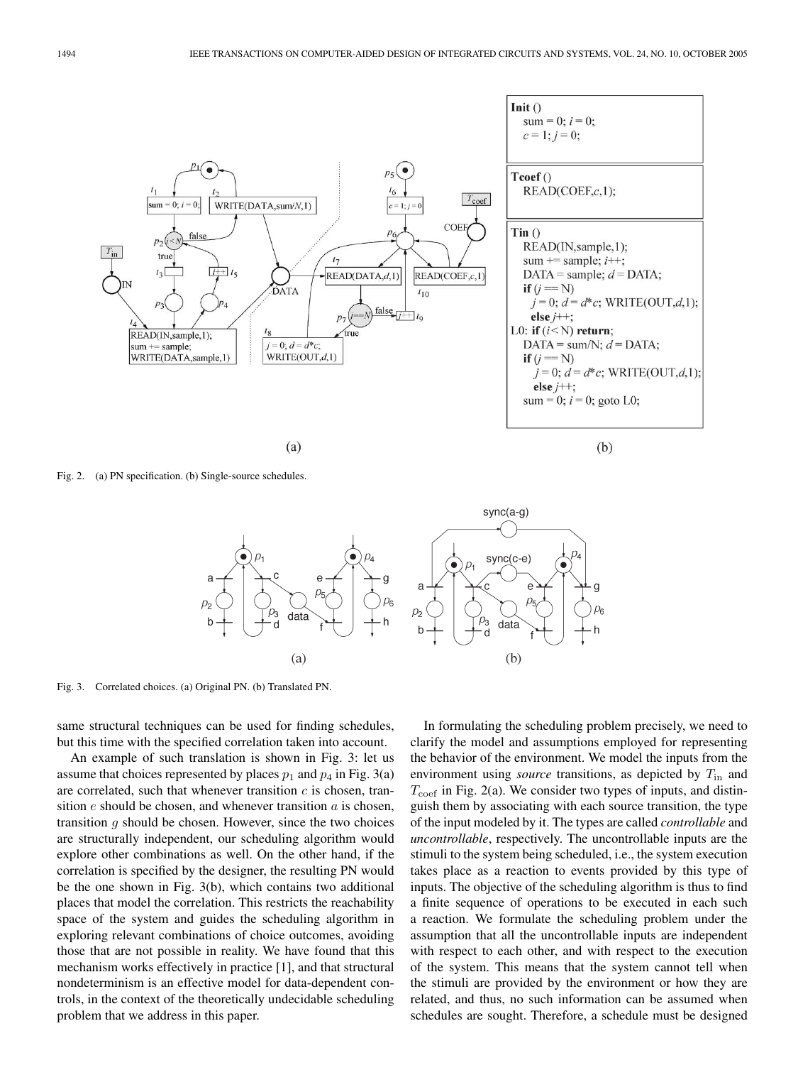Fig. 2. (a) PN specification. (b) Single-source schedules.

```
Init ()
  sum = 0; i = 0;
  c = 1; j = 0;

Tcoef ()
  READ(COEF,c,1);

Tin ()
  READ(IN,sample,1);
  sum += sample; i++;
  DATA = sample; d = DATA;
  if (j == N)
     j = 0; d = d*c; WRITE(OUT,d,1);
  else j++;
L0: if (i< N) return;
  DATA = sum/N; d = DATA;
  if (j == N)
     j = 0; d = d*c; WRITE(OUT,d,1);
  else j++;
  sum = 0; i = 0; goto L0;
```

Fig. 3. Correlated choices. (a) Original PN. (b) Translated PN.

same structural techniques can be used for finding schedules, but this time with the specified correlation taken into account.

An example of such translation is shown in Fig. 3: let us assume that choices represented by places $p_1$ and $p_4$ in Fig. 3(a) are correlated, such that whenever transition $c$ is chosen, transition $e$ should be chosen, and whenever transition $a$ is chosen, transition $g$ should be chosen. However, since the two choices are structurally independent, our scheduling algorithm would explore other combinations as well. On the other hand, if the correlation is specified by the designer, the resulting PN would be the one shown in Fig. 3(b), which contains two additional places that model the correlation. This restricts the reachability space of the system and guides the scheduling algorithm in exploring relevant combinations of choice outcomes, avoiding those that are not possible in reality. We have found that this mechanism works effectively in practice [1], and that structural nondeterminism is an effective model for data-dependent controls, in the context of the theoretically undecidable scheduling problem that we address in this paper.

In formulating the scheduling problem precisely, we need to clarify the model and assumptions employed for representing the behavior of the environment. We model the inputs from the environment using *source* transitions, as depicted by $T_{\text{in}}$ and $T_{\text{coef}}$ in Fig. 2(a). We consider two types of inputs, and distinguish them by associating with each source transition, the type of the input modeled by it. The types are called *controllable* and *uncontrollable*, respectively. The uncontrollable inputs are the stimuli to the system being scheduled, i.e., the system execution takes place as a reaction to events provided by this type of inputs. The objective of the scheduling algorithm is thus to find a finite sequence of operations to be executed in each such a reaction. We formulate the scheduling problem under the assumption that all the uncontrollable inputs are independent with respect to each other, and with respect to the execution of the system. This means that the system cannot tell when the stimuli are provided by the environment or how they are related, and thus, no such information can be assumed when schedules are sought. Therefore, a schedule must be designed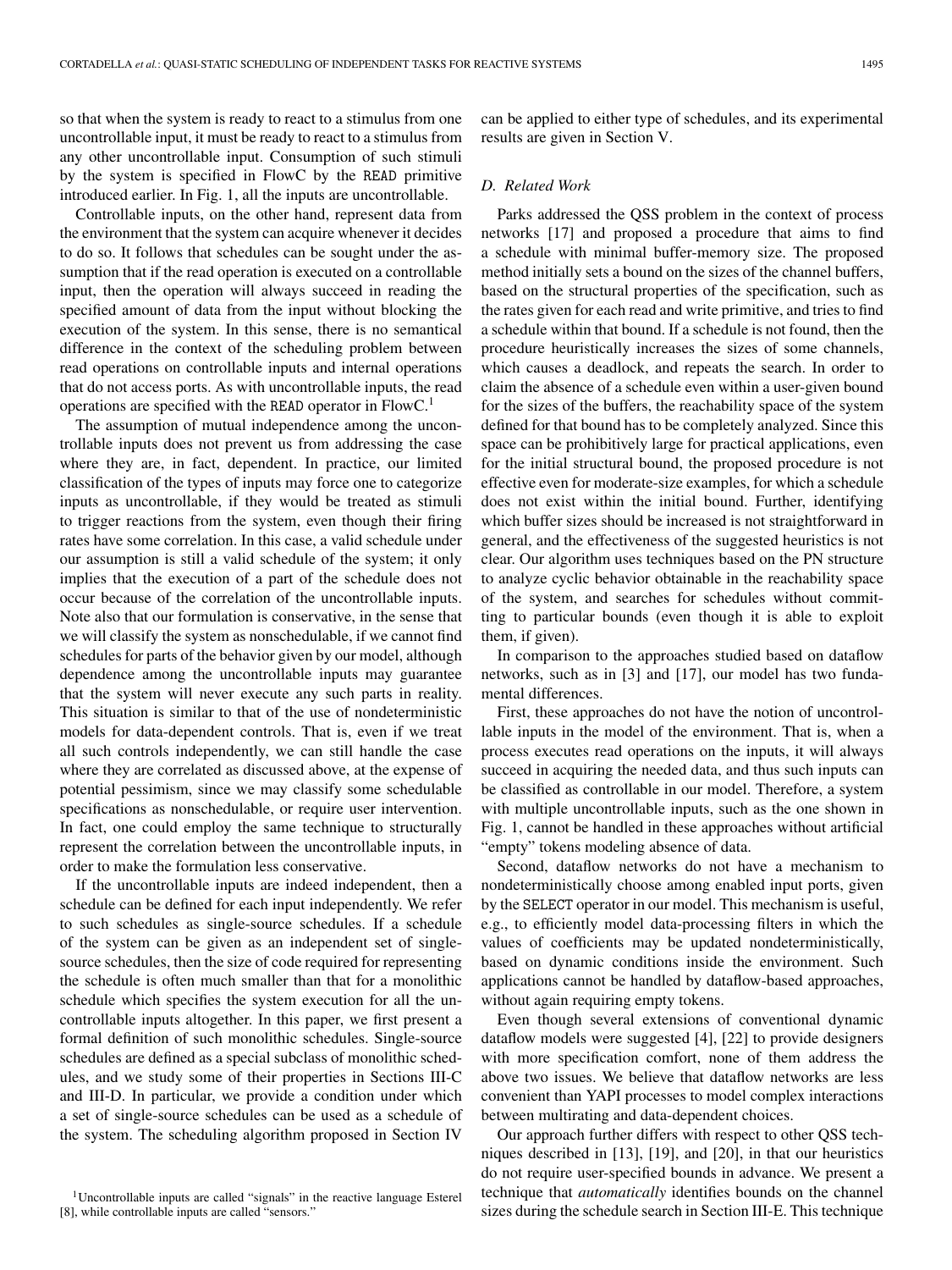so that when the system is ready to react to a stimulus from one uncontrollable input, it must be ready to react to a stimulus from any other uncontrollable input. Consumption of such stimuli by the system is specified in FlowC by the READ primitive introduced earlier. In Fig. 1, all the inputs are uncontrollable.

Controllable inputs, on the other hand, represent data from the environment that the system can acquire whenever it decides to do so. It follows that schedules can be sought under the assumption that if the read operation is executed on a controllable input, then the operation will always succeed in reading the specified amount of data from the input without blocking the execution of the system. In this sense, there is no semantical difference in the context of the scheduling problem between read operations on controllable inputs and internal operations that do not access ports. As with uncontrollable inputs, the read operations are specified with the READ operator in FlowC.[1]

The assumption of mutual independence among the uncontrollable inputs does not prevent us from addressing the case where they are, in fact, dependent. In practice, our limited classification of the types of inputs may force one to categorize inputs as uncontrollable, if they would be treated as stimuli to trigger reactions from the system, even though their firing rates have some correlation. In this case, a valid schedule under our assumption is still a valid schedule of the system; it only implies that the execution of a part of the schedule does not occur because of the correlation of the uncontrollable inputs. Note also that our formulation is conservative, in the sense that we will classify the system as nonschedulable, if we cannot find schedules for parts of the behavior given by our model, although dependence among the uncontrollable inputs may guarantee that the system will never execute any such parts in reality. This situation is similar to that of the use of nondeterministic models for data-dependent controls. That is, even if we treat all such controls independently, we can still handle the case where they are correlated as discussed above, at the expense of potential pessimism, since we may classify some schedulable specifications as nonschedulable, or require user intervention. In fact, one could employ the same technique to structurally represent the correlation between the uncontrollable inputs, in order to make the formulation less conservative.

If the uncontrollable inputs are indeed independent, then a schedule can be defined for each input independently. We refer to such schedules as single-source schedules. If a schedule of the system can be given as an independent set of single-source schedules, then the size of code required for representing the schedule is often much smaller than that for a monolithic schedule which specifies the system execution for all the uncontrollable inputs altogether. In this paper, we first present a formal definition of such monolithic schedules. Single-source schedules are defined as a special subclass of monolithic schedules, and we study some of their properties in Sections III-C and III-D. In particular, we provide a condition under which a set of single-source schedules can be used as a schedule of the system. The scheduling algorithm proposed in Section IV can be applied to either type of schedules, and its experimental results are given in Section V.

### D. Related Work

Parks addressed the QSS problem in the context of process networks [17] and proposed a procedure that aims to find a schedule with minimal buffer-memory size. The proposed method initially sets a bound on the sizes of the channel buffers, based on the structural properties of the specification, such as the rates given for each read and write primitive, and tries to find a schedule within that bound. If a schedule is not found, then the procedure heuristically increases the sizes of some channels, which causes a deadlock, and repeats the search. In order to claim the absence of a schedule even within a user-given bound for the sizes of the buffers, the reachability space of the system defined for that bound has to be completely analyzed. Since this space can be prohibitively large for practical applications, even for the initial structural bound, the proposed procedure is not effective even for moderate-size examples, for which a schedule does not exist within the initial bound. Further, identifying which buffer sizes should be increased is not straightforward in general, and the effectiveness of the suggested heuristics is not clear. Our algorithm uses techniques based on the PN structure to analyze cyclic behavior obtainable in the reachability space of the system, and searches for schedules without committing to particular bounds (even though it is able to exploit them, if given).

In comparison to the approaches studied based on dataflow networks, such as in [3] and [17], our model has two fundamental differences.

First, these approaches do not have the notion of uncontrollable inputs in the model of the environment. That is, when a process executes read operations on the inputs, it will always succeed in acquiring the needed data, and thus such inputs can be classified as controllable in our model. Therefore, a system with multiple uncontrollable inputs, such as the one shown in Fig. 1, cannot be handled in these approaches without artificial "empty" tokens modeling absence of data.

Second, dataflow networks do not have a mechanism to nondeterministically choose among enabled input ports, given by the SELECT operator in our model. This mechanism is useful, e.g., to efficiently model data-processing filters in which the values of coefficients may be updated nondeterministically, based on dynamic conditions inside the environment. Such applications cannot be handled by dataflow-based approaches, without again requiring empty tokens.

Even though several extensions of conventional dynamic dataflow models were suggested [4], [22] to provide designers with more specification comfort, none of them address the above two issues. We believe that dataflow networks are less convenient than YAPI processes to model complex interactions between multirating and data-dependent choices.

Our approach further differs with respect to other QSS techniques described in [13], [19], and [20], in that our heuristics do not require user-specified bounds in advance. We present a technique that *automatically* identifies bounds on the channel sizes during the schedule search in Section III-E. This technique

[1]Uncontrollable inputs are called "signals" in the reactive language Esterel [8], while controllable inputs are called "sensors."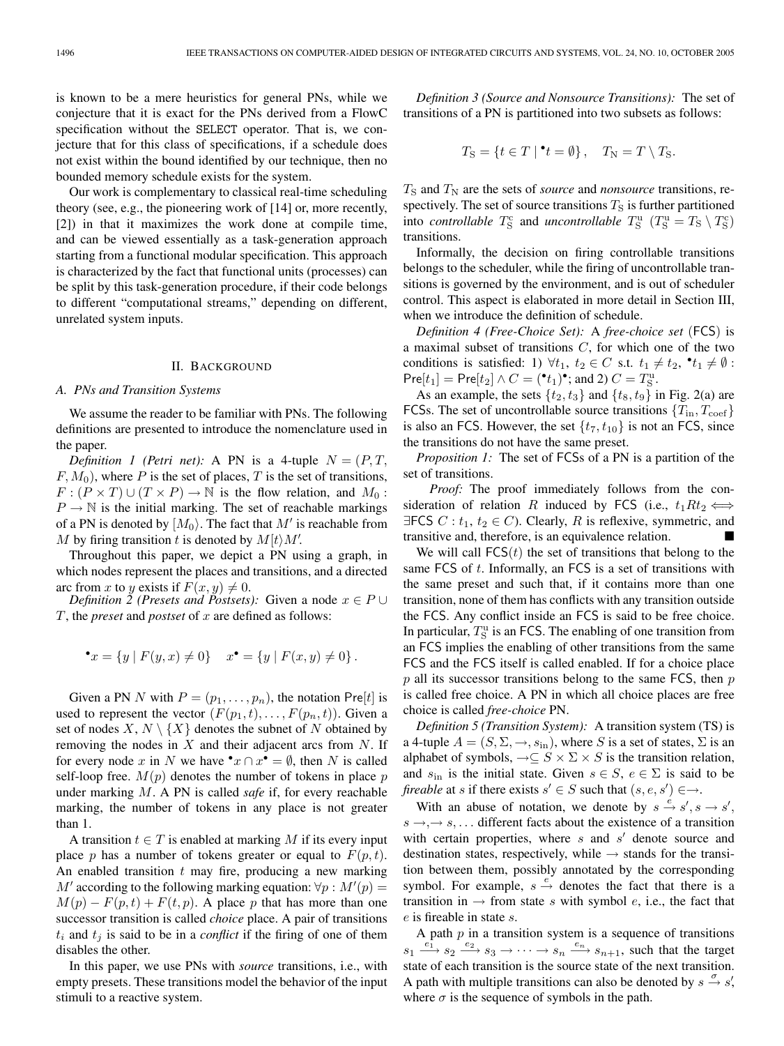is known to be a mere heuristics for general PNs, while we conjecture that it is exact for the PNs derived from a FlowC specification without the SELECT operator. That is, we conjecture that for this class of specifications, if a schedule does not exist within the bound identified by our technique, then no bounded memory schedule exists for the system.

Our work is complementary to classical real-time scheduling theory (see, e.g., the pioneering work of [14] or, more recently, [2]) in that it maximizes the work done at compile time, and can be viewed essentially as a task-generation approach starting from a functional modular specification. This approach is characterized by the fact that functional units (processes) can be split by this task-generation procedure, if their code belongs to different "computational streams," depending on different, unrelated system inputs.

## II. Background

### A. PNs and Transition Systems

We assume the reader to be familiar with PNs. The following definitions are presented to introduce the nomenclature used in the paper.

*Definition 1 (Petri net):* A PN is a 4-tuple $N = (P, T, F, M_0)$, where $P$ is the set of places, $T$ is the set of transitions, $F : (P \times T) \cup (T \times P) \to \mathbb{N}$ is the flow relation, and $M_0 : P \to \mathbb{N}$ is the initial marking. The set of reachable markings of a PN is denoted by $[M_0\rangle$. The fact that $M'$ is reachable from $M$ by firing transition $t$ is denoted by $M[t\rangle M'$.

Throughout this paper, we depict a PN using a graph, in which nodes represent the places and transitions, and a directed arc from $x$ to $y$ exists if $F(x, y) \neq 0$.

*Definition 2 (Presets and Postsets):* Given a node $x \in P \cup T$, the *preset* and *postset* of $x$ are defined as follows:

$$^\bullet x = \{y \mid F(y, x) \neq 0\} \quad x^\bullet = \{y \mid F(x, y) \neq 0\}.$$

Given a PN $N$ with $P = (p_1, \ldots, p_n)$, the notation $\mathsf{Pre}[t]$ is used to represent the vector $(F(p_1, t), \ldots, F(p_n, t))$. Given a set of nodes $X$, $N \setminus \{X\}$ denotes the subnet of $N$ obtained by removing the nodes in $X$ and their adjacent arcs from $N$. If for every node $x$ in $N$ we have $^\bullet x \cap x^\bullet = \emptyset$, then $N$ is called self-loop free. $M(p)$ denotes the number of tokens in place $p$ under marking $M$. A PN is called *safe* if, for every reachable marking, the number of tokens in any place is not greater than 1.

A transition $t \in T$ is enabled at marking $M$ if its every input place $p$ has a number of tokens greater or equal to $F(p, t)$. An enabled transition $t$ may fire, producing a new marking $M'$ according to the following marking equation: $\forall p : M'(p) = M(p) - F(p, t) + F(t, p)$. A place $p$ that has more than one successor transition is called *choice* place. A pair of transitions $t_i$ and $t_j$ is said to be in a *conflict* if the firing of one of them disables the other.

In this paper, we use PNs with *source* transitions, i.e., with empty presets. These transitions model the behavior of the input stimuli to a reactive system.

*Definition 3 (Source and Nonsource Transitions):* The set of transitions of a PN is partitioned into two subsets as follows:

$$T_{\mathrm{S}} = \{t \in T \mid {}^\bullet t = \emptyset\}, \quad T_{\mathrm{N}} = T \setminus T_{\mathrm{S}}.$$

$T_{\mathrm{S}}$ and $T_{\mathrm{N}}$ are the sets of *source* and *nonsource* transitions, respectively. The set of source transitions $T_{\mathrm{S}}$ is further partitioned into *controllable* $T_{\mathrm{S}}^{\mathrm{c}}$ and *uncontrollable* $T_{\mathrm{S}}^{\mathrm{u}}$ ($T_{\mathrm{S}}^{\mathrm{u}} = T_{\mathrm{S}} \setminus T_{\mathrm{S}}^{\mathrm{c}}$) transitions.

Informally, the decision on firing controllable transitions belongs to the scheduler, while the firing of uncontrollable transitions is governed by the environment, and is out of scheduler control. This aspect is elaborated in more detail in Section III, when we introduce the definition of schedule.

*Definition 4 (Free-Choice Set):* A *free-choice set* (FCS) is a maximal subset of transitions $C$, for which one of the two conditions is satisfied: 1) $\forall t_1, t_2 \in C$ s.t. $t_1 \neq t_2$, $^\bullet t_1 \neq \emptyset$ : $\mathsf{Pre}[t_1] = \mathsf{Pre}[t_2] \wedge C = ({}^\bullet t_1)^\bullet$; and 2) $C = T_{\mathrm{S}}^{\mathrm{u}}$.

As an example, the sets $\{t_2, t_3\}$ and $\{t_8, t_9\}$ in Fig. 2(a) are FCSs. The set of uncontrollable source transitions $\{T_{\mathrm{in}}, T_{\mathrm{coef}}\}$ is also an FCS. However, the set $\{t_7, t_{10}\}$ is not an FCS, since the transitions do not have the same preset.

*Proposition 1:* The set of FCSs of a PN is a partition of the set of transitions.

*Proof:* The proof immediately follows from the consideration of relation $R$ induced by FCS (i.e., $t_1 R t_2 \iff \exists \mathsf{FCS}\ C : t_1, t_2 \in C$). Clearly, $R$ is reflexive, symmetric, and transitive and, therefore, is an equivalence relation. ■

We will call $\mathsf{FCS}(t)$ the set of transitions that belong to the same FCS of $t$. Informally, an FCS is a set of transitions with the same preset and such that, if it contains more than one transition, none of them has conflicts with any transition outside the FCS. Any conflict inside an FCS is said to be free choice. In particular, $T_{\mathrm{S}}^{\mathrm{u}}$ is an FCS. The enabling of one transition from an FCS implies the enabling of other transitions from the same FCS and the FCS itself is called enabled. If for a choice place $p$ all its successor transitions belong to the same FCS, then $p$ is called free choice. A PN in which all choice places are free choice is called *free-choice* PN.

*Definition 5 (Transition System):* A transition system (TS) is a 4-tuple $A = (S, \Sigma, \to, s_{\mathrm{in}})$, where $S$ is a set of states, $\Sigma$ is an alphabet of symbols, $\to \subseteq S \times \Sigma \times S$ is the transition relation, and $s_{\mathrm{in}}$ is the initial state. Given $s \in S$, $e \in \Sigma$ is said to be *fireable* at $s$ if there exists $s' \in S$ such that $(s, e, s') \in \to$.

With an abuse of notation, we denote by $s \xrightarrow{e} s', s \to s', s \to, \to s, \ldots$ different facts about the existence of a transition with certain properties, where $s$ and $s'$ denote source and destination states, respectively, while $\to$ stands for the transition between them, possibly annotated by the corresponding symbol. For example, $s \xrightarrow{e}$ denotes the fact that there is a transition in $\to$ from state $s$ with symbol $e$, i.e., the fact that $e$ is fireable in state $s$.

A path $p$ in a transition system is a sequence of transitions $s_1 \xrightarrow{e_1} s_2 \xrightarrow{e_2} s_3 \to \cdots \to s_n \xrightarrow{e_n} s_{n+1}$, such that the target state of each transition is the source state of the next transition. A path with multiple transitions can also be denoted by $s \xrightarrow{\sigma} s'$, where $\sigma$ is the sequence of symbols in the path.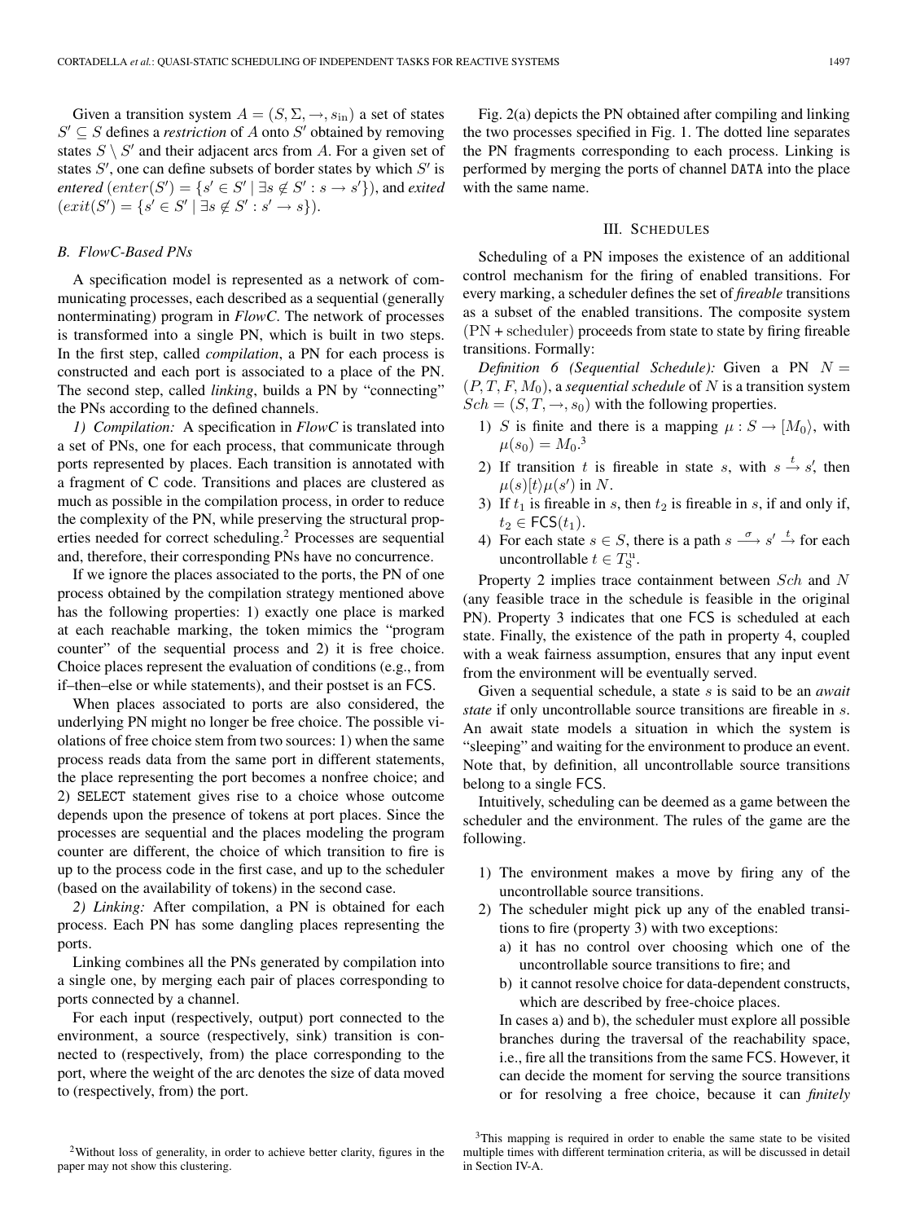Given a transition system $A = (S, \Sigma, \rightarrow, s_{\rm in})$ a set of states $S' \subseteq S$ defines a *restriction* of $A$ onto $S'$ obtained by removing states $S \setminus S'$ and their adjacent arcs from $A$. For a given set of states $S'$, one can define subsets of border states by which $S'$ is *entered* ($enter(S') = \{s' \in S' \mid \exists s \notin S' : s \rightarrow s'\}$), and *exited* ($exit(S') = \{s' \in S' \mid \exists s \notin S' : s' \rightarrow s\}$).

### B. FlowC-Based PNs

A specification model is represented as a network of communicating processes, each described as a sequential (generally nonterminating) program in *FlowC*. The network of processes is transformed into a single PN, which is built in two steps. In the first step, called *compilation*, a PN for each process is constructed and each port is associated to a place of the PN. The second step, called *linking*, builds a PN by "connecting" the PNs according to the defined channels.

*1) Compilation:* A specification in *FlowC* is translated into a set of PNs, one for each process, that communicate through ports represented by places. Each transition is annotated with a fragment of C code. Transitions and places are clustered as much as possible in the compilation process, in order to reduce the complexity of the PN, while preserving the structural properties needed for correct scheduling.[2] Processes are sequential and, therefore, their corresponding PNs have no concurrence.

If we ignore the places associated to the ports, the PN of one process obtained by the compilation strategy mentioned above has the following properties: 1) exactly one place is marked at each reachable marking, the token mimics the "program counter" of the sequential process and 2) it is free choice. Choice places represent the evaluation of conditions (e.g., from if–then–else or while statements), and their postset is an FCS.

When places associated to ports are also considered, the underlying PN might no longer be free choice. The possible violations of free choice stem from two sources: 1) when the same process reads data from the same port in different statements, the place representing the port becomes a nonfree choice; and 2) SELECT statement gives rise to a choice whose outcome depends upon the presence of tokens at port places. Since the processes are sequential and the places modeling the program counter are different, the choice of which transition to fire is up to the process code in the first case, and up to the scheduler (based on the availability of tokens) in the second case.

*2) Linking:* After compilation, a PN is obtained for each process. Each PN has some dangling places representing the ports.

Linking combines all the PNs generated by compilation into a single one, by merging each pair of places corresponding to ports connected by a channel.

For each input (respectively, output) port connected to the environment, a source (respectively, sink) transition is connected to (respectively, from) the place corresponding to the port, where the weight of the arc denotes the size of data moved to (respectively, from) the port.

Fig. 2(a) depicts the PN obtained after compiling and linking the two processes specified in Fig. 1. The dotted line separates the PN fragments corresponding to each process. Linking is performed by merging the ports of channel DATA into the place with the same name.

## III. Schedules

Scheduling of a PN imposes the existence of an additional control mechanism for the firing of enabled transitions. For every marking, a scheduler defines the set of *fireable* transitions as a subset of the enabled transitions. The composite system (PN + scheduler) proceeds from state to state by firing fireable transitions. Formally:

*Definition 6 (Sequential Schedule):* Given a PN $N = (P, T, F, M_0)$, a *sequential schedule* of $N$ is a transition system $Sch = (S, T, \rightarrow, s_0)$ with the following properties.

1) $S$ is finite and there is a mapping $\mu : S \rightarrow [M_0\rangle$, with $\mu(s_0) = M_0$.[3]
2) If transition $t$ is fireable in state $s$, with $s \xrightarrow{t} s'$, then $\mu(s)[t\rangle\mu(s')$ in $N$.
3) If $t_1$ is fireable in $s$, then $t_2$ is fireable in $s$, if and only if, $t_2 \in \mathsf{FCS}(t_1)$.
4) For each state $s \in S$, there is a path $s \xrightarrow{\sigma} s' \xrightarrow{t}$ for each uncontrollable $t \in T_{\rm S}^{\rm u}$.

Property 2 implies trace containment between $Sch$ and $N$ (any feasible trace in the schedule is feasible in the original PN). Property 3 indicates that one FCS is scheduled at each state. Finally, the existence of the path in property 4, coupled with a weak fairness assumption, ensures that any input event from the environment will be eventually served.

Given a sequential schedule, a state $s$ is said to be an *await state* if only uncontrollable source transitions are fireable in $s$. An await state models a situation in which the system is "sleeping" and waiting for the environment to produce an event. Note that, by definition, all uncontrollable source transitions belong to a single FCS.

Intuitively, scheduling can be deemed as a game between the scheduler and the environment. The rules of the game are the following.

1) The environment makes a move by firing any of the uncontrollable source transitions.
2) The scheduler might pick up any of the enabled transitions to fire (property 3) with two exceptions:
   a) it has no control over choosing which one of the uncontrollable source transitions to fire; and
   b) it cannot resolve choice for data-dependent constructs, which are described by free-choice places.

   In cases a) and b), the scheduler must explore all possible branches during the traversal of the reachability space, i.e., fire all the transitions from the same FCS. However, it can decide the moment for serving the source transitions or for resolving a free choice, because it can *finitely*

[2] Without loss of generality, in order to achieve better clarity, figures in the paper may not show this clustering.

[3] This mapping is required in order to enable the same state to be visited multiple times with different termination criteria, as will be discussed in detail in Section IV-A.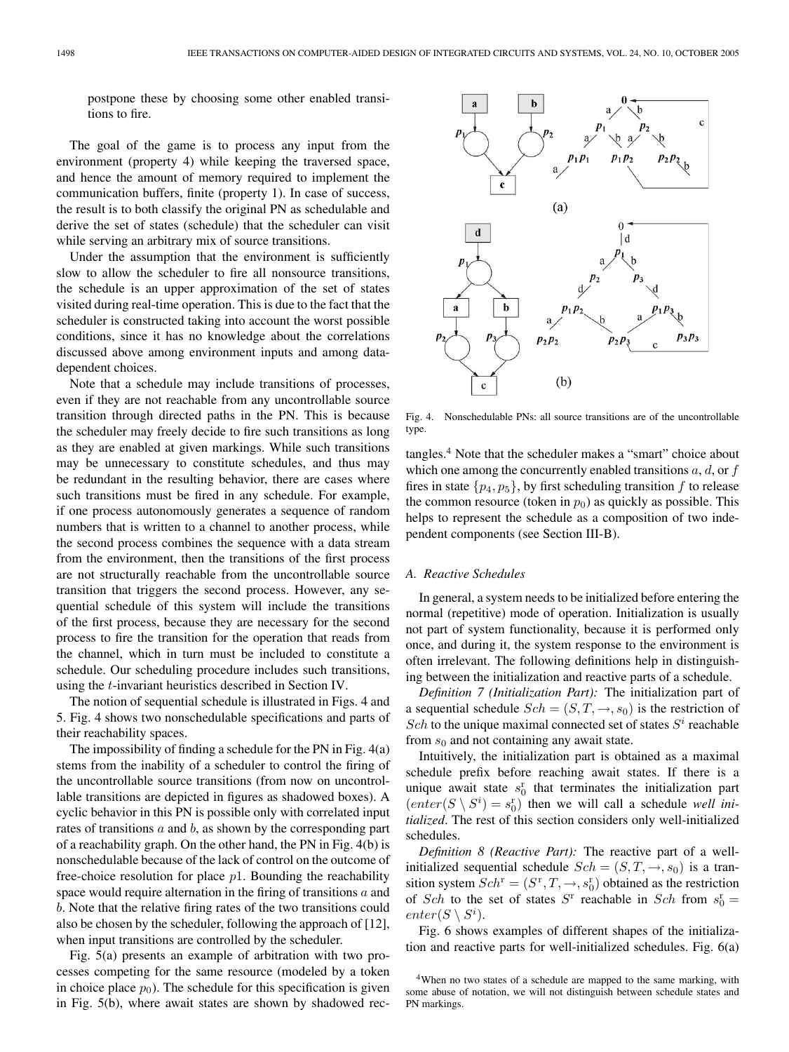postpone these by choosing some other enabled transitions to fire.

The goal of the game is to process any input from the environment (property 4) while keeping the traversed space, and hence the amount of memory required to implement the communication buffers, finite (property 1). In case of success, the result is to both classify the original PN as schedulable and derive the set of states (schedule) that the scheduler can visit while serving an arbitrary mix of source transitions.

Under the assumption that the environment is sufficiently slow to allow the scheduler to fire all nonsource transitions, the schedule is an upper approximation of the set of states visited during real-time operation. This is due to the fact that the scheduler is constructed taking into account the worst possible conditions, since it has no knowledge about the correlations discussed above among environment inputs and among data-dependent choices.

Note that a schedule may include transitions of processes, even if they are not reachable from any uncontrollable source transition through directed paths in the PN. This is because the scheduler may freely decide to fire such transitions as long as they are enabled at given markings. While such transitions may be unnecessary to constitute schedules, and thus may be redundant in the resulting behavior, there are cases where such transitions must be fired in any schedule. For example, if one process autonomously generates a sequence of random numbers that is written to a channel to another process, while the second process combines the sequence with a data stream from the environment, then the transitions of the first process are not structurally reachable from the uncontrollable source transition that triggers the second process. However, any sequential schedule of this system will include the transitions of the first process, because they are necessary for the second process to fire the transition for the operation that reads from the channel, which in turn must be included to constitute a schedule. Our scheduling procedure includes such transitions, using the $t$-invariant heuristics described in Section IV.

The notion of sequential schedule is illustrated in Figs. 4 and 5. Fig. 4 shows two nonschedulable specifications and parts of their reachability spaces.

The impossibility of finding a schedule for the PN in Fig. 4(a) stems from the inability of a scheduler to control the firing of the uncontrollable source transitions (from now on uncontrollable transitions are depicted in figures as shadowed boxes). A cyclic behavior in this PN is possible only with correlated input rates of transitions $a$ and $b$, as shown by the corresponding part of a reachability graph. On the other hand, the PN in Fig. 4(b) is nonschedulable because of the lack of control on the outcome of free-choice resolution for place $p1$. Bounding the reachability space would require alternation in the firing of transitions $a$ and $b$. Note that the relative firing rates of the two transitions could also be chosen by the scheduler, following the approach of [12], when input transitions are controlled by the scheduler.

Fig. 5(a) presents an example of arbitration with two processes competing for the same resource (modeled by a token in choice place $p_0$). The schedule for this specification is given in Fig. 5(b), where await states are shown by shadowed rectangles.[4] Note that the scheduler makes a "smart" choice about which one among the concurrently enabled transitions $a$, $d$, or $f$ fires in state $\{p_4, p_5\}$, by first scheduling transition $f$ to release the common resource (token in $p_0$) as quickly as possible. This helps to represent the schedule as a composition of two independent components (see Section III-B).

Fig. 4. Nonschedulable PNs: all source transitions are of the uncontrollable type.

### A. Reactive Schedules

In general, a system needs to be initialized before entering the normal (repetitive) mode of operation. Initialization is usually not part of system functionality, because it is performed only once, and during it, the system response to the environment is often irrelevant. The following definitions help in distinguishing between the initialization and reactive parts of a schedule.

*Definition 7 (Initialization Part):* The initialization part of a sequential schedule $Sch = (S, T, \to, s_0)$ is the restriction of $Sch$ to the unique maximal connected set of states $S^i$ reachable from $s_0$ and not containing any await state.

Intuitively, the initialization part is obtained as a maximal schedule prefix before reaching await states. If there is a unique await state $s_0^{\mathrm{r}}$ that terminates the initialization part $(enter(S \setminus S^i) = s_0^{\mathrm{r}})$ then we will call a schedule *well initialized*. The rest of this section considers only well-initialized schedules.

*Definition 8 (Reactive Part):* The reactive part of a well-initialized sequential schedule $Sch = (S, T, \to, s_0)$ is a transition system $Sch^{\mathrm{r}} = (S^{\mathrm{r}}, T, \to, s_0^{\mathrm{r}})$ obtained as the restriction of $Sch$ to the set of states $S^{\mathrm{r}}$ reachable in $Sch$ from $s_0^{\mathrm{r}} = enter(S \setminus S^i)$.

Fig. 6 shows examples of different shapes of the initialization and reactive parts for well-initialized schedules. Fig. 6(a)

[4] When no two states of a schedule are mapped to the same marking, with some abuse of notation, we will not distinguish between schedule states and PN markings.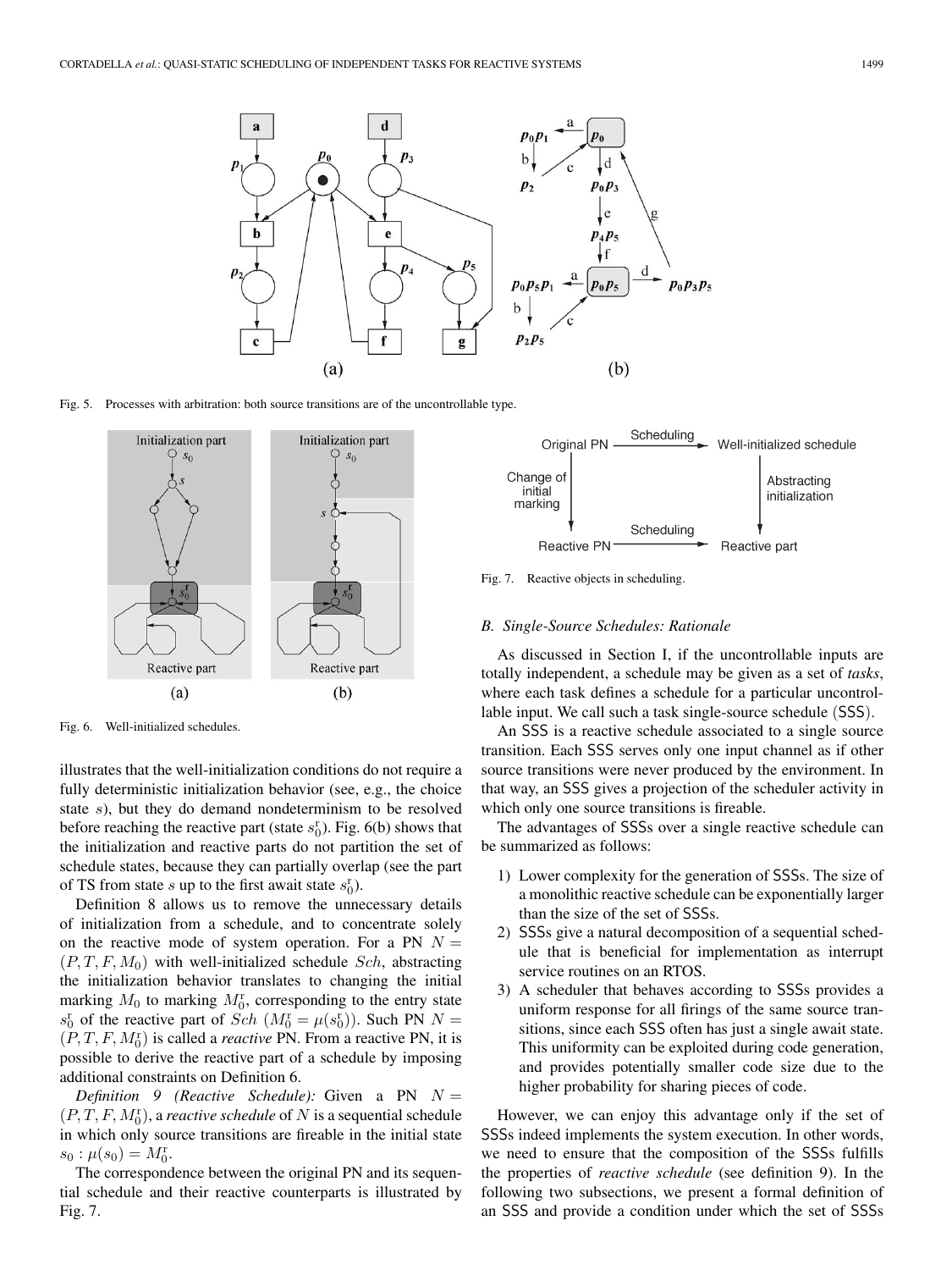Fig. 5. Processes with arbitration: both source transitions are of the uncontrollable type.

Fig. 6. Well-initialized schedules.

Fig. 7. Reactive objects in scheduling.

illustrates that the well-initialization conditions do not require a fully deterministic initialization behavior (see, e.g., the choice state $s$), but they do demand nondeterminism to be resolved before reaching the reactive part (state $s_0^{\mathrm{r}}$). Fig. 6(b) shows that the initialization and reactive parts do not partition the set of schedule states, because they can partially overlap (see the part of TS from state $s$ up to the first await state $s_0^{\mathrm{r}}$).

Definition 8 allows us to remove the unnecessary details of initialization from a schedule, and to concentrate solely on the reactive mode of system operation. For a PN $N = (P, T, F, M_0)$ with well-initialized schedule $Sch$, abstracting the initialization behavior translates to changing the initial marking $M_0$ to marking $M_0^{\mathrm{r}}$, corresponding to the entry state $s_0^{\mathrm{r}}$ of the reactive part of $Sch$ ($M_0^{\mathrm{r}} = \mu(s_0^{\mathrm{r}})$). Such PN $N = (P, T, F, M_0^{\mathrm{r}})$ is called a *reactive* PN. From a reactive PN, it is possible to derive the reactive part of a schedule by imposing additional constraints on Definition 6.

*Definition 9 (Reactive Schedule):* Given a PN $N = (P, T, F, M_0^{\mathrm{r}})$, a *reactive schedule* of $N$ is a sequential schedule in which only source transitions are fireable in the initial state $s_0 : \mu(s_0) = M_0^{\mathrm{r}}$.

The correspondence between the original PN and its sequential schedule and their reactive counterparts is illustrated by Fig. 7.

### B. Single-Source Schedules: Rationale

As discussed in Section I, if the uncontrollable inputs are totally independent, a schedule may be given as a set of *tasks*, where each task defines a schedule for a particular uncontrollable input. We call such a task single-source schedule (SSS).

An SSS is a reactive schedule associated to a single source transition. Each SSS serves only one input channel as if other source transitions were never produced by the environment. In that way, an SSS gives a projection of the scheduler activity in which only one source transitions is fireable.

The advantages of SSSs over a single reactive schedule can be summarized as follows:

1) Lower complexity for the generation of SSSs. The size of a monolithic reactive schedule can be exponentially larger than the size of the set of SSSs.
2) SSSs give a natural decomposition of a sequential schedule that is beneficial for implementation as interrupt service routines on an RTOS.
3) A scheduler that behaves according to SSSs provides a uniform response for all firings of the same source transitions, since each SSS often has just a single await state. This uniformity can be exploited during code generation, and provides potentially smaller code size due to the higher probability for sharing pieces of code.

However, we can enjoy this advantage only if the set of SSSs indeed implements the system execution. In other words, we need to ensure that the composition of the SSSs fulfills the properties of *reactive schedule* (see definition 9). In the following two subsections, we present a formal definition of an SSS and provide a condition under which the set of SSSs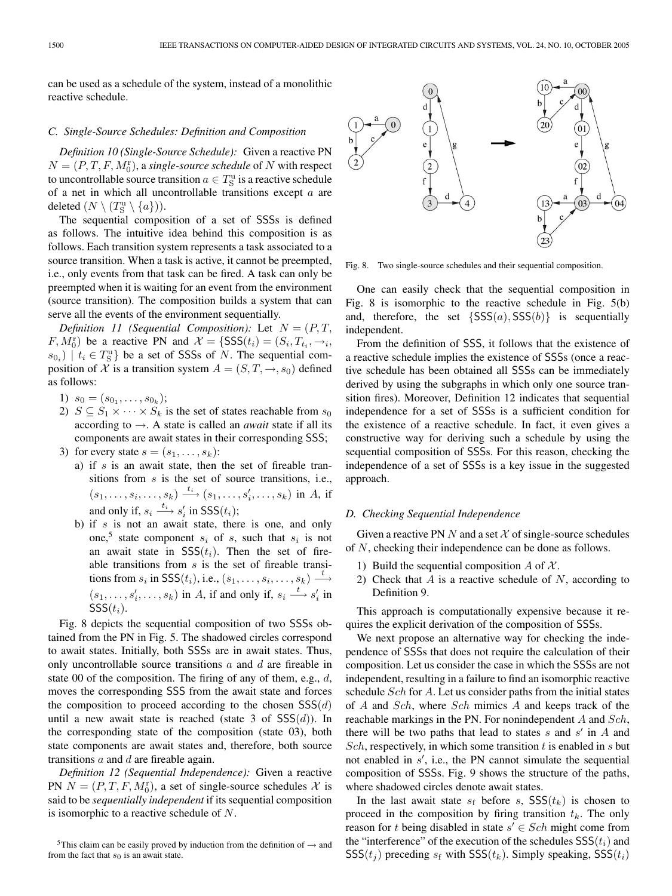can be used as a schedule of the system, instead of a monolithic reactive schedule.

### C. Single-Source Schedules: Definition and Composition

*Definition 10 (Single-Source Schedule):* Given a reactive PN $N = (P, T, F, M_0^{\mathrm{r}})$, a *single-source schedule* of $N$ with respect to uncontrollable source transition $a \in T_{\mathrm{S}}^{\mathrm{u}}$ is a reactive schedule of a net in which all uncontrollable transitions except $a$ are deleted ($N \setminus (T_{\mathrm{S}}^{\mathrm{u}} \setminus \{a\})$).

The sequential composition of a set of SSSs is defined as follows. The intuitive idea behind this composition is as follows. Each transition system represents a task associated to a source transition. When a task is active, it cannot be preempted, i.e., only events from that task can be fired. A task can only be preempted when it is waiting for an event from the environment (source transition). The composition builds a system that can serve all the events of the environment sequentially.

*Definition 11 (Sequential Composition):* Let $N = (P, T, F, M_0^{\mathrm{r}})$ be a reactive PN and $\mathcal{X} = \{\mathsf{SSS}(t_i) = (S_i, T_{t_i}, \rightarrow_i, s_{0_i}) \mid t_i \in T_{\mathrm{S}}^{\mathrm{u}}\}$ be a set of SSSs of $N$. The sequential composition of $\mathcal{X}$ is a transition system $A = (S, T, \rightarrow, s_0)$ defined as follows:

1) $s_0 = (s_{0_1}, \ldots, s_{0_k})$;
2) $S \subseteq S_1 \times \cdots \times S_k$ is the set of states reachable from $s_0$ according to $\rightarrow$. A state is called an *await* state if all its components are await states in their corresponding SSS;
3) for every state $s = (s_1, \ldots, s_k)$:
   a) if $s$ is an await state, then the set of fireable transitions from $s$ is the set of source transitions, i.e., $(s_1, \ldots, s_i, \ldots, s_k) \xrightarrow{t_i} (s_1, \ldots, s_i', \ldots, s_k)$ in $A$, if and only if, $s_i \xrightarrow{t_i} s_i'$ in $\mathsf{SSS}(t_i)$;
   b) if $s$ is not an await state, there is one, and only one,[5] state component $s_i$ of $s$, such that $s_i$ is not an await state in $\mathsf{SSS}(t_i)$. Then the set of fireable transitions from $s$ is the set of fireable transitions from $s_i$ in $\mathsf{SSS}(t_i)$, i.e., $(s_1, \ldots, s_i, \ldots, s_k) \xrightarrow{t} (s_1, \ldots, s_i', \ldots, s_k)$ in $A$, if and only if, $s_i \xrightarrow{t} s_i'$ in $\mathsf{SSS}(t_i)$.

Fig. 8 depicts the sequential composition of two SSSs obtained from the PN in Fig. 5. The shadowed circles correspond to await states. Initially, both SSSs are in await states. Thus, only uncontrollable source transitions $a$ and $d$ are fireable in state 00 of the composition. The firing of any of them, e.g., $d$, moves the corresponding SSS from the await state and forces the composition to proceed according to the chosen $\mathsf{SSS}(d)$ until a new await state is reached (state 3 of $\mathsf{SSS}(d)$). In the corresponding state of the composition (state 03), both state components are await states and, therefore, both source transitions $a$ and $d$ are fireable again.

*Definition 12 (Sequential Independence):* Given a reactive PN $N = (P, T, F, M_0^{\mathrm{r}})$, a set of single-source schedules $\mathcal{X}$ is said to be *sequentially independent* if its sequential composition is isomorphic to a reactive schedule of $N$.

[5]This claim can be easily proved by induction from the definition of $\rightarrow$ and from the fact that $s_0$ is an await state.

Fig. 8. Two single-source schedules and their sequential composition.

One can easily check that the sequential composition in Fig. 8 is isomorphic to the reactive schedule in Fig. 5(b) and, therefore, the set $\{\mathsf{SSS}(a), \mathsf{SSS}(b)\}$ is sequentially independent.

From the definition of SSS, it follows that the existence of a reactive schedule implies the existence of SSSs (once a reactive schedule has been obtained all SSSs can be immediately derived by using the subgraphs in which only one source transition fires). Moreover, Definition 12 indicates that sequential independence for a set of SSSs is a sufficient condition for the existence of a reactive schedule. In fact, it even gives a constructive way for deriving such a schedule by using the sequential composition of SSSs. For this reason, checking the independence of a set of SSSs is a key issue in the suggested approach.

### D. Checking Sequential Independence

Given a reactive PN $N$ and a set $\mathcal{X}$ of single-source schedules of $N$, checking their independence can be done as follows.

1) Build the sequential composition $A$ of $\mathcal{X}$.
2) Check that $A$ is a reactive schedule of $N$, according to Definition 9.

This approach is computationally expensive because it requires the explicit derivation of the composition of SSSs.

We next propose an alternative way for checking the independence of SSSs that does not require the calculation of their composition. Let us consider the case in which the SSSs are not independent, resulting in a failure to find an isomorphic reactive schedule $Sch$ for $A$. Let us consider paths from the initial states of $A$ and $Sch$, where $Sch$ mimics $A$ and keeps track of the reachable markings in the PN. For nonindependent $A$ and $Sch$, there will be two paths that lead to states $s$ and $s'$ in $A$ and $Sch$, respectively, in which some transition $t$ is enabled in $s$ but not enabled in $s'$, i.e., the PN cannot simulate the sequential composition of SSSs. Fig. 9 shows the structure of the paths, where shadowed circles denote await states.

In the last await state $s_{\mathrm{f}}$ before $s$, $\mathsf{SSS}(t_k)$ is chosen to proceed in the composition by firing transition $t_k$. The only reason for $t$ being disabled in state $s' \in Sch$ might come from the "interference" of the execution of the schedules $\mathsf{SSS}(t_i)$ and $\mathsf{SSS}(t_j)$ preceding $s_{\mathrm{f}}$ with $\mathsf{SSS}(t_k)$. Simply speaking, $\mathsf{SSS}(t_i)$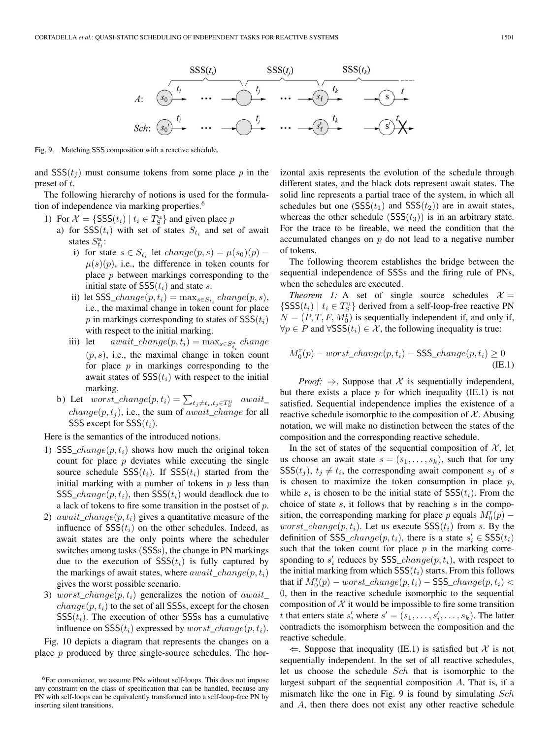Fig. 9. Matching SSS composition with a reactive schedule.

and $\mathsf{SSS}(t_j)$ must consume tokens from some place $p$ in the preset of $t$.

The following hierarchy of notions is used for the formulation of independence via marking properties.[6]

1) For $\mathcal{X} = \{\mathsf{SSS}(t_i) \mid t_i \in T_{\mathrm{S}}^{\mathrm{u}}\}$ and given place $p$
   a) for $\mathsf{SSS}(t_i)$ with set of states $S_{t_i}$ and set of await states $S_{t_i}^{\mathrm{a}}$:
      i) for state $s \in S_{t_i}$ let $change(p, s) = \mu(s_0)(p) - \mu(s)(p)$, i.e., the difference in token counts for place $p$ between markings corresponding to the initial state of $\mathsf{SSS}(t_i)$ and state $s$.
      ii) let $\mathsf{SSS}\_change(p, t_i) = \max_{s \in S_{t_i}} change(p, s)$, i.e., the maximal change in token count for place $p$ in markings corresponding to states of $\mathsf{SSS}(t_i)$ with respect to the initial marking.
      iii) let $await\_change(p, t_i) = \max_{s \in S_{t_i}^{\mathrm{a}}} change(p, s)$, i.e., the maximal change in token count for place $p$ in markings corresponding to the await states of $\mathsf{SSS}(t_i)$ with respect to the initial marking.
   b) Let $worst\_change(p, t_i) = \sum_{t_j \neq t_i, t_j \in T_{\mathrm{S}}^{\mathrm{u}}} await\_change(p, t_j)$, i.e., the sum of $await\_change$ for all SSS except for $\mathsf{SSS}(t_i)$.

Here is the semantics of the introduced notions.

1) $\mathsf{SSS}\_change(p, t_i)$ shows how much the original token count for place $p$ deviates while executing the single source schedule $\mathsf{SSS}(t_i)$. If $\mathsf{SSS}(t_i)$ started from the initial marking with a number of tokens in $p$ less than $\mathsf{SSS}\_change(p, t_i)$, then $\mathsf{SSS}(t_i)$ would deadlock due to a lack of tokens to fire some transition in the postset of $p$.
2) $await\_change(p, t_i)$ gives a quantitative measure of the influence of $\mathsf{SSS}(t_i)$ on the other schedules. Indeed, as await states are the only points where the scheduler switches among tasks (SSSs), the change in PN markings due to the execution of $\mathsf{SSS}(t_i)$ is fully captured by the markings of await states, where $await\_change(p, t_i)$ gives the worst possible scenario.
3) $worst\_change(p, t_i)$ generalizes the notion of $await\_change(p, t_i)$ to the set of all SSSs, except for the chosen $\mathsf{SSS}(t_i)$. The execution of other SSSs has a cumulative influence on $\mathsf{SSS}(t_i)$ expressed by $worst\_change(p, t_i)$.

Fig. 10 depicts a diagram that represents the changes on a place $p$ produced by three single-source schedules. The horizontal axis represents the evolution of the schedule through different states, and the black dots represent await states. The solid line represents a partial trace of the system, in which all schedules but one ($\mathsf{SSS}(t_1)$ and $\mathsf{SSS}(t_2)$) are in await states, whereas the other schedule ($\mathsf{SSS}(t_3)$) is in an arbitrary state. For the trace to be fireable, we need the condition that the accumulated changes on $p$ do not lead to a negative number of tokens.

The following theorem establishes the bridge between the sequential independence of SSSs and the firing rule of PNs, when the schedules are executed.

*Theorem 1:* A set of single source schedules $\mathcal{X} = \{\mathsf{SSS}(t_i) \mid t_i \in T_{\mathrm{S}}^{\mathrm{u}}\}$ derived from a self-loop-free reactive PN $N = (P, T, F, M_0^{\mathrm{r}})$ is sequentially independent if, and only if, $\forall p \in P$ and $\forall \mathsf{SSS}(t_i) \in \mathcal{X}$, the following inequality is true:

$$M_0^{\mathrm{r}}(p) - worst\_change(p, t_i) - \mathsf{SSS}\_change(p, t_i) \geq 0 \tag{IE.1}$$

*Proof:* $\Rightarrow$. Suppose that $\mathcal{X}$ is sequentially independent, but there exists a place $p$ for which inequality (IE.1) is not satisfied. Sequential independence implies the existence of a reactive schedule isomorphic to the composition of $\mathcal{X}$. Abusing notation, we will make no distinction between the states of the composition and the corresponding reactive schedule.

In the set of states of the sequential composition of $\mathcal{X}$, let us choose an await state $s = (s_1, \ldots, s_k)$, such that for any $\mathsf{SSS}(t_j)$, $t_j \neq t_i$, the corresponding await component $s_j$ of $s$ is chosen to maximize the token consumption in place $p$, while $s_i$ is chosen to be the initial state of $\mathsf{SSS}(t_i)$. From the choice of state $s$, it follows that by reaching $s$ in the composition, the corresponding marking for place $p$ equals $M_0^{\mathrm{r}}(p) - worst\_change(p, t_i)$. Let us execute $\mathsf{SSS}(t_i)$ from $s$. By the definition of $\mathsf{SSS}\_change(p, t_i)$, there is a state $s_i' \in \mathsf{SSS}(t_i)$ such that the token count for place $p$ in the marking corresponding to $s_i'$ reduces by $\mathsf{SSS}\_change(p, t_i)$, with respect to the initial marking from which $\mathsf{SSS}(t_i)$ starts. From this follows that if $M_0^{\mathrm{r}}(p) - worst\_change(p, t_i) - \mathsf{SSS}\_change(p, t_i) < 0$, then in the reactive schedule isomorphic to the sequential composition of $\mathcal{X}$ it would be impossible to fire some transition $t$ that enters state $s'$, where $s' = (s_1, \ldots, s_i', \ldots, s_k)$. The latter contradicts the isomorphism between the composition and the reactive schedule.

$\Leftarrow$. Suppose that inequality (IE.1) is satisfied but $\mathcal{X}$ is not sequentially independent. In the set of all reactive schedules, let us choose the schedule $Sch$ that is isomorphic to the largest subpart of the sequential composition $A$. That is, if a mismatch like the one in Fig. 9 is found by simulating $Sch$ and $A$, then there does not exist any other reactive schedule

[6]For convenience, we assume PNs without self-loops. This does not impose any constraint on the class of specification that can be handled, because any PN with self-loops can be equivalently transformed into a self-loop-free PN by inserting silent transitions.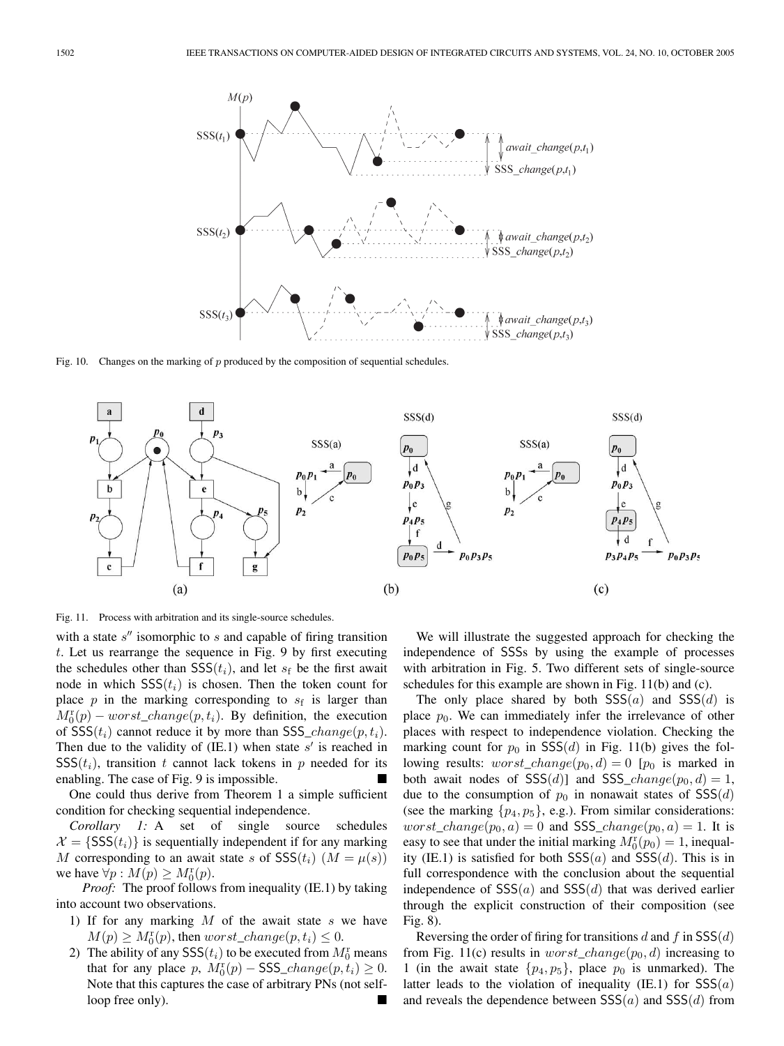Fig. 10. Changes on the marking of $p$ produced by the composition of sequential schedules.

Fig. 11. Process with arbitration and its single-source schedules.

with a state $s''$ isomorphic to $s$ and capable of firing transition $t$. Let us rearrange the sequence in Fig. 9 by first executing the schedules other than $\mathsf{SSS}(t_i)$, and let $s_{\mathrm{f}}$ be the first await node in which $\mathsf{SSS}(t_i)$ is chosen. Then the token count for place $p$ in the marking corresponding to $s_{\mathrm{f}}$ is larger than $M_0^{\mathrm{r}}(p) - worst\_change(p, t_i)$. By definition, the execution of $\mathsf{SSS}(t_i)$ cannot reduce it by more than $\mathsf{SSS}\_change(p, t_i)$. Then due to the validity of (IE.1) when state $s'$ is reached in $\mathsf{SSS}(t_i)$, transition $t$ cannot lack tokens in $p$ needed for its enabling. The case of Fig. 9 is impossible. ■

One could thus derive from Theorem 1 a simple sufficient condition for checking sequential independence.

*Corollary 1:* A set of single source schedules $\mathcal{X} = \{\mathsf{SSS}(t_i)\}$ is sequentially independent if for any marking $M$ corresponding to an await state $s$ of $\mathsf{SSS}(t_i)$ $(M = \mu(s))$ we have $\forall p : M(p) \geq M_0^{\mathrm{r}}(p)$.

*Proof:* The proof follows from inequality (IE.1) by taking into account two observations.

1) If for any marking $M$ of the await state $s$ we have $M(p) \geq M_0^{\mathrm{r}}(p)$, then $worst\_change(p, t_i) \leq 0$.
2) The ability of any $\mathsf{SSS}(t_i)$ to be executed from $M_0^{\mathrm{r}}$ means that for any place $p$, $M_0^{\mathrm{r}}(p) - \mathsf{SSS}\_change(p, t_i) \geq 0$. Note that this captures the case of arbitrary PNs (not self-loop free only). ■

We will illustrate the suggested approach for checking the independence of SSSs by using the example of processes with arbitration in Fig. 5. Two different sets of single-source schedules for this example are shown in Fig. 11(b) and (c).

The only place shared by both $\mathsf{SSS}(a)$ and $\mathsf{SSS}(d)$ is place $p_0$. We can immediately infer the irrelevance of other places with respect to independence violation. Checking the marking count for $p_0$ in $\mathsf{SSS}(d)$ in Fig. 11(b) gives the following results: $worst\_change(p_0, d) = 0$ [$p_0$ is marked in both await nodes of $\mathsf{SSS}(d)$] and $\mathsf{SSS}\_change(p_0, d) = 1$, due to the consumption of $p_0$ in nonawait states of $\mathsf{SSS}(d)$ (see the marking $\{p_4, p_5\}$, e.g.). From similar considerations: $worst\_change(p_0, a) = 0$ and $\mathsf{SSS}\_change(p_0, a) = 1$. It is easy to see that under the initial marking $M_0^{\mathrm{r}}(p_0) = 1$, inequality (IE.1) is satisfied for both $\mathsf{SSS}(a)$ and $\mathsf{SSS}(d)$. This is in full correspondence with the conclusion about the sequential independence of $\mathsf{SSS}(a)$ and $\mathsf{SSS}(d)$ that was derived earlier through the explicit construction of their composition (see Fig. 8).

Reversing the order of firing for transitions $d$ and $f$ in $\mathsf{SSS}(d)$ from Fig. 11(c) results in $worst\_change(p_0, d)$ increasing to 1 (in the await state $\{p_4, p_5\}$, place $p_0$ is unmarked). The latter leads to the violation of inequality (IE.1) for $\mathsf{SSS}(a)$ and reveals the dependence between $\mathsf{SSS}(a)$ and $\mathsf{SSS}(d)$ from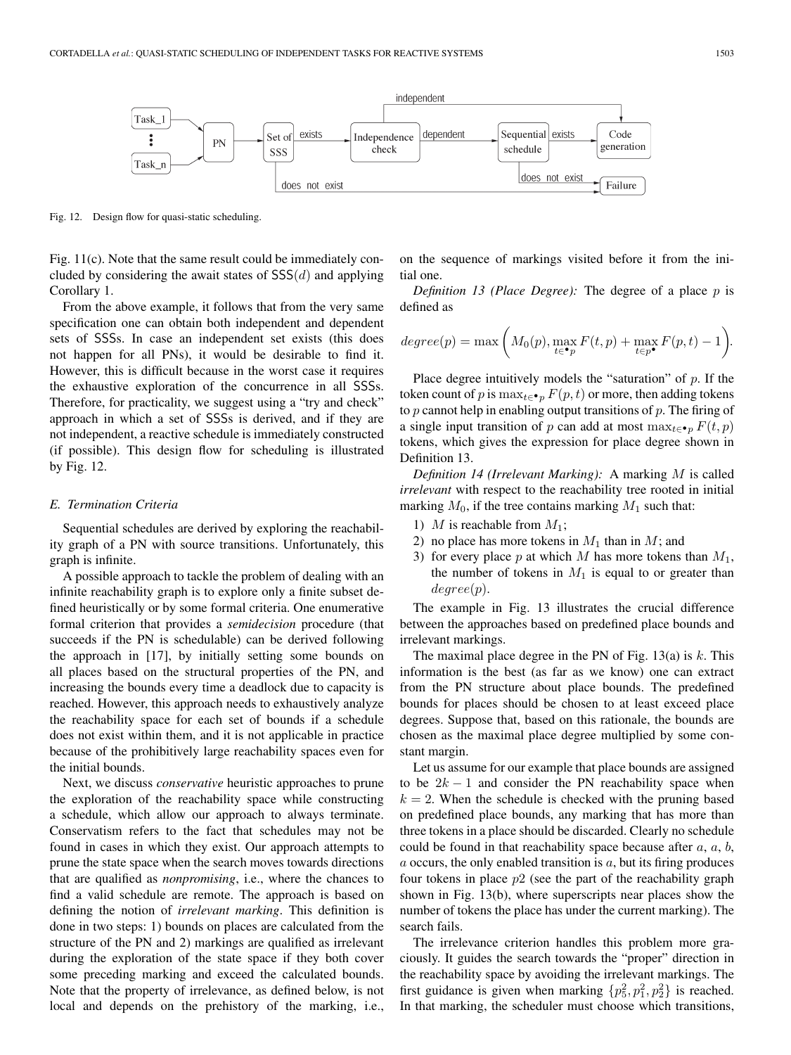independent

Task_1

⋮

Task_n

PN

Set of SSS

exists

Independence check

dependent

Sequential schedule

exists

Code generation

does not exist

does not exist

Failure

Fig. 12. Design flow for quasi-static scheduling.

Fig. 11(c). Note that the same result could be immediately concluded by considering the await states of $\mathsf{SSS}(d)$ and applying Corollary 1.

From the above example, it follows that from the very same specification one can obtain both independent and dependent sets of SSSs. In case an independent set exists (this does not happen for all PNs), it would be desirable to find it. However, this is difficult because in the worst case it requires the exhaustive exploration of the concurrence in all SSSs. Therefore, for practicality, we suggest using a "try and check" approach in which a set of SSSs is derived, and if they are not independent, a reactive schedule is immediately constructed (if possible). This design flow for scheduling is illustrated by Fig. 12.

### E. Termination Criteria

Sequential schedules are derived by exploring the reachability graph of a PN with source transitions. Unfortunately, this graph is infinite.

A possible approach to tackle the problem of dealing with an infinite reachability graph is to explore only a finite subset defined heuristically or by some formal criteria. One enumerative formal criterion that provides a *semidecision* procedure (that succeeds if the PN is schedulable) can be derived following the approach in [17], by initially setting some bounds on all places based on the structural properties of the PN, and increasing the bounds every time a deadlock due to capacity is reached. However, this approach needs to exhaustively analyze the reachability space for each set of bounds if a schedule does not exist within them, and it is not applicable in practice because of the prohibitively large reachability spaces even for the initial bounds.

Next, we discuss *conservative* heuristic approaches to prune the exploration of the reachability space while constructing a schedule, which allow our approach to always terminate. Conservatism refers to the fact that schedules may not be found in cases in which they exist. Our approach attempts to prune the state space when the search moves towards directions that are qualified as *nonpromising*, i.e., where the chances to find a valid schedule are remote. The approach is based on defining the notion of *irrelevant marking*. This definition is done in two steps: 1) bounds on places are calculated from the structure of the PN and 2) markings are qualified as irrelevant during the exploration of the state space if they both cover some preceding marking and exceed the calculated bounds. Note that the property of irrelevance, as defined below, is not local and depends on the prehistory of the marking, i.e., on the sequence of markings visited before it from the initial one.

*Definition 13 (Place Degree):* The degree of a place $p$ is defined as

$$degree(p) = \max\left(M_0(p), \max_{t \in {}^\bullet p} F(t,p) + \max_{t \in p^\bullet} F(p,t) - 1\right).$$

Place degree intuitively models the "saturation" of $p$. If the token count of $p$ is $\max_{t \in {}^\bullet p} F(p,t)$ or more, then adding tokens to $p$ cannot help in enabling output transitions of $p$. The firing of a single input transition of $p$ can add at most $\max_{t \in {}^\bullet p} F(t,p)$ tokens, which gives the expression for place degree shown in Definition 13.

*Definition 14 (Irrelevant Marking):* A marking $M$ is called *irrelevant* with respect to the reachability tree rooted in initial marking $M_0$, if the tree contains marking $M_1$ such that:

1) $M$ is reachable from $M_1$;
2) no place has more tokens in $M_1$ than in $M$; and
3) for every place $p$ at which $M$ has more tokens than $M_1$, the number of tokens in $M_1$ is equal to or greater than $degree(p)$.

The example in Fig. 13 illustrates the crucial difference between the approaches based on predefined place bounds and irrelevant markings.

The maximal place degree in the PN of Fig. 13(a) is $k$. This information is the best (as far as we know) one can extract from the PN structure about place bounds. The predefined bounds for places should be chosen to at least exceed place degrees. Suppose that, based on this rationale, the bounds are chosen as the maximal place degree multiplied by some constant margin.

Let us assume for our example that place bounds are assigned to be $2k-1$ and consider the PN reachability space when $k = 2$. When the schedule is checked with the pruning based on predefined place bounds, any marking that has more than three tokens in a place should be discarded. Clearly no schedule could be found in that reachability space because after $a$, $a$, $b$, $a$ occurs, the only enabled transition is $a$, but its firing produces four tokens in place $p2$ (see the part of the reachability graph shown in Fig. 13(b), where superscripts near places show the number of tokens the place has under the current marking). The search fails.

The irrelevance criterion handles this problem more graciously. It guides the search towards the "proper" direction in the reachability space by avoiding the irrelevant markings. The first guidance is given when marking $\{p_5^2, p_1^2, p_2^2\}$ is reached. In that marking, the scheduler must choose which transitions,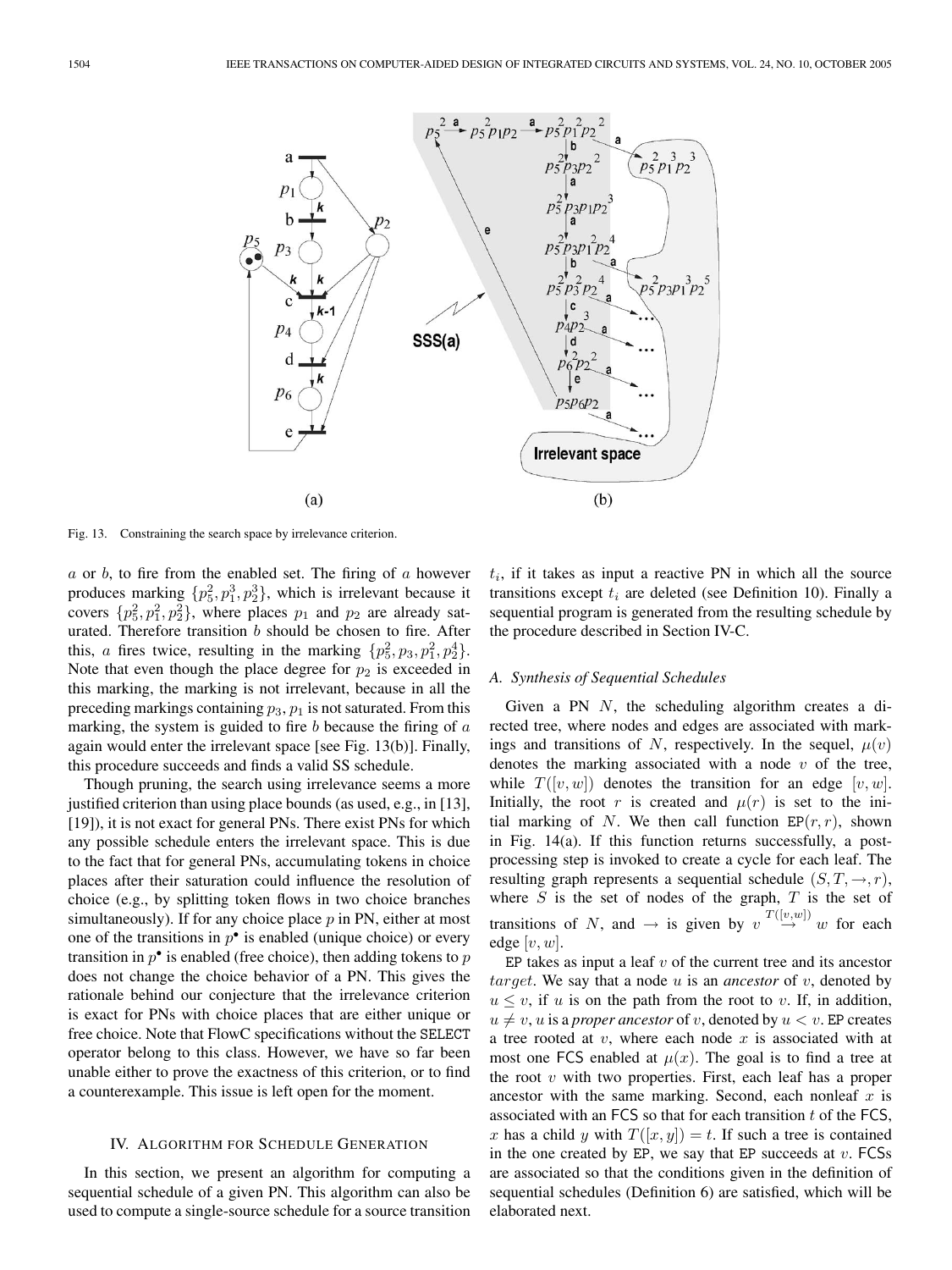Fig. 13. Constraining the search space by irrelevance criterion.

$a$ or $b$, to fire from the enabled set. The firing of $a$ however produces marking $\{p_5^2, p_1^3, p_2^3\}$, which is irrelevant because it covers $\{p_5^2, p_1^2, p_2^2\}$, where places $p_1$ and $p_2$ are already saturated. Therefore transition $b$ should be chosen to fire. After this, $a$ fires twice, resulting in the marking $\{p_5^2, p_3, p_1^2, p_2^4\}$. Note that even though the place degree for $p_2$ is exceeded in this marking, the marking is not irrelevant, because in all the preceding markings containing $p_3$, $p_1$ is not saturated. From this marking, the system is guided to fire $b$ because the firing of $a$ again would enter the irrelevant space [see Fig. 13(b)]. Finally, this procedure succeeds and finds a valid SS schedule.

Though pruning, the search using irrelevance seems a more justified criterion than using place bounds (as used, e.g., in [13], [19]), it is not exact for general PNs. There exist PNs for which any possible schedule enters the irrelevant space. This is due to the fact that for general PNs, accumulating tokens in choice places after their saturation could influence the resolution of choice (e.g., by splitting token flows in two choice branches simultaneously). If for any choice place $p$ in PN, either at most one of the transitions in $p^\bullet$ is enabled (unique choice) or every transition in $p^\bullet$ is enabled (free choice), then adding tokens to $p$ does not change the choice behavior of a PN. This gives the rationale behind our conjecture that the irrelevance criterion is exact for PNs with choice places that are either unique or free choice. Note that FlowC specifications without the SELECT operator belong to this class. However, we have so far been unable either to prove the exactness of this criterion, or to find a counterexample. This issue is left open for the moment.

## IV. Algorithm for Schedule Generation

In this section, we present an algorithm for computing a sequential schedule of a given PN. This algorithm can also be used to compute a single-source schedule for a source transition $t_i$, if it takes as input a reactive PN in which all the source transitions except $t_i$ are deleted (see Definition 10). Finally a sequential program is generated from the resulting schedule by the procedure described in Section IV-C.

### A. Synthesis of Sequential Schedules

Given a PN $N$, the scheduling algorithm creates a directed tree, where nodes and edges are associated with markings and transitions of $N$, respectively. In the sequel, $\mu(v)$ denotes the marking associated with a node $v$ of the tree, while $T([v, w])$ denotes the transition for an edge $[v, w]$. Initially, the root $r$ is created and $\mu(r)$ is set to the initial marking of $N$. We then call function EP$(r, r)$, shown in Fig. 14(a). If this function returns successfully, a post-processing step is invoked to create a cycle for each leaf. The resulting graph represents a sequential schedule $(S, T, \rightarrow, r)$, where $S$ is the set of nodes of the graph, $T$ is the set of transitions of $N$, and $\rightarrow$ is given by $v \stackrel{T([v,w])}{\rightarrow} w$ for each edge $[v, w]$.

EP takes as input a leaf $v$ of the current tree and its ancestor $target$. We say that a node $u$ is an *ancestor* of $v$, denoted by $u \leq v$, if $u$ is on the path from the root to $v$. If, in addition, $u \neq v$, $u$ is a *proper ancestor* of $v$, denoted by $u < v$. EP creates a tree rooted at $v$, where each node $x$ is associated with at most one FCS enabled at $\mu(x)$. The goal is to find a tree at the root $v$ with two properties. First, each leaf has a proper ancestor with the same marking. Second, each nonleaf $x$ is associated with an FCS so that for each transition $t$ of the FCS, $x$ has a child $y$ with $T([x, y]) = t$. If such a tree is contained in the one created by EP, we say that EP succeeds at $v$. FCSs are associated so that the conditions given in the definition of sequential schedules (Definition 6) are satisfied, which will be elaborated next.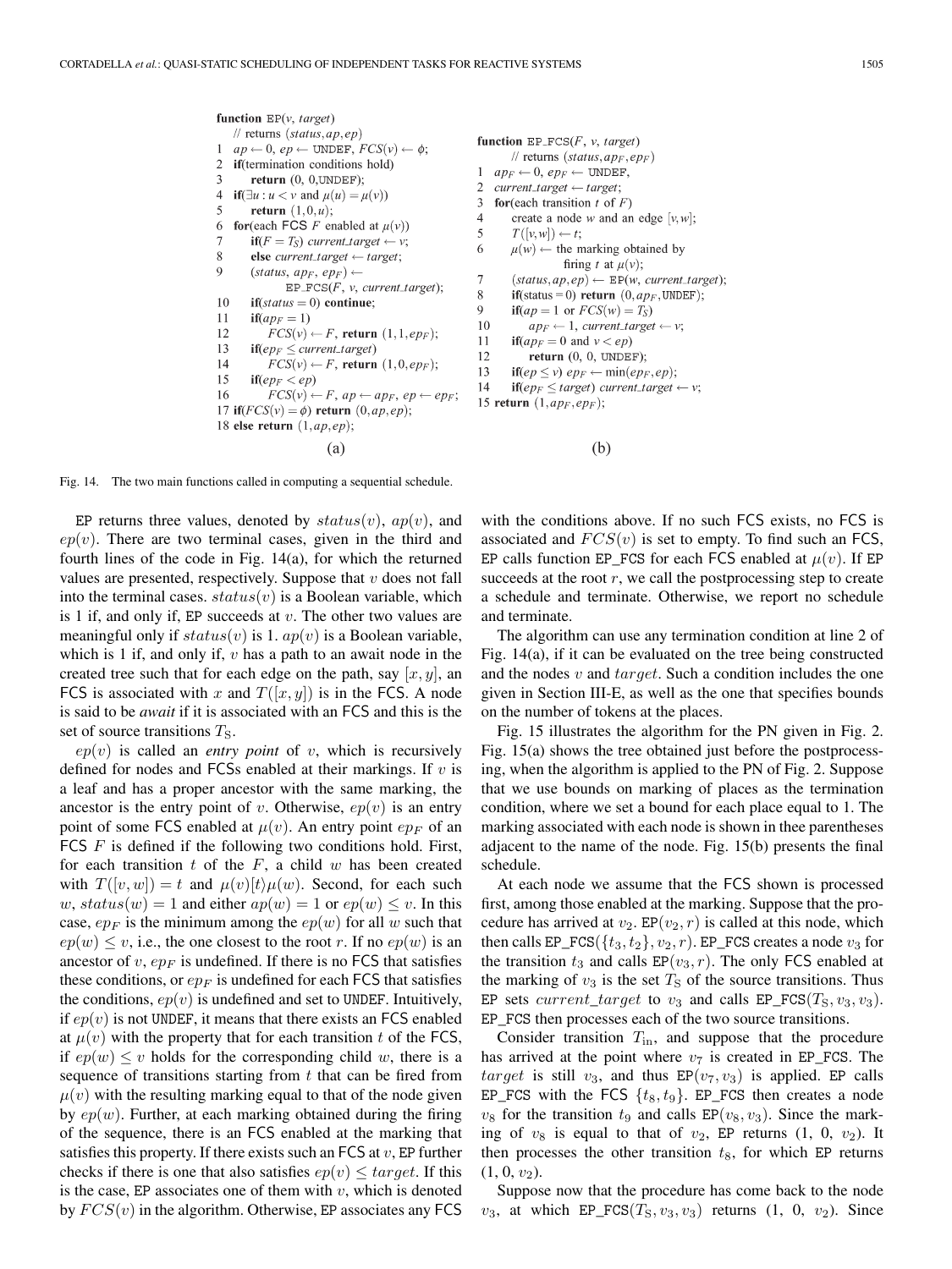```
function EP(v, target)
    // returns (status, ap, ep)
1  ap ← 0, ep ← UNDEF, FCS(v) ← φ;
2  if(termination conditions hold)
3      return (0, 0,UNDEF);
4  if(∃u : u < v and μ(u) = μ(v))
5      return (1,0,u);
6  for(each FCS F enabled at μ(v))
7      if(F = T_S) current_target ← v;
8      else current_target ← target;
9      (status, ap_F, ep_F) ←
               EP_FCS(F, v, current_target);
10     if(status = 0) continue;
11     if(ap_F = 1)
12         FCS(v) ← F, return (1,1,ep_F);
13     if(ep_F ≤ current_target)
14         FCS(v) ← F, return (1,0,ep_F);
15     if(ep_F < ep)
16         FCS(v) ← F, ap ← ap_F, ep ← ep_F;
17 if(FCS(v) = φ) return (0,ap,ep);
18 else return (1,ap,ep);
```

(a)

```
function EP_FCS(F, v, target)
    // returns (status, ap_F, ep_F)
1  ap_F ← 0, ep_F ← UNDEF,
2  current_target ← target;
3  for(each transition t of F)
4      create a node w and an edge [v,w];
5      T([v,w]) ← t;
6      μ(w) ← the marking obtained by
               firing t at μ(v);
7      (status, ap, ep) ← EP(w, current_target);
8      if(status = 0) return (0,ap_F,UNDEF);
9      if(ap = 1 or FCS(w) = T_S)
10         ap_F ← 1, current_target ← v;
11     if(ap_F = 0 and v < ep)
12         return (0, 0, UNDEF);
13     if(ep ≤ v) ep_F ← min(ep_F,ep);
14     if(ep_F ≤ target) current_target ← v;
15 return (1,ap_F,ep_F);
```

(b)

Fig. 14. The two main functions called in computing a sequential schedule.

EP returns three values, denoted by $status(v)$, $ap(v)$, and $ep(v)$. There are two terminal cases, given in the third and fourth lines of the code in Fig. 14(a), for which the returned values are presented, respectively. Suppose that $v$ does not fall into the terminal cases. $status(v)$ is a Boolean variable, which is 1 if, and only if, EP succeeds at $v$. The other two values are meaningful only if $status(v)$ is 1. $ap(v)$ is a Boolean variable, which is 1 if, and only if, $v$ has a path to an await node in the created tree such that for each edge on the path, say $[x, y]$, an FCS is associated with $x$ and $T([x, y])$ is in the FCS. A node is said to be *await* if it is associated with an FCS and this is the set of source transitions $T_S$.

$ep(v)$ is called an *entry point* of $v$, which is recursively defined for nodes and FCSs enabled at their markings. If $v$ is a leaf and has a proper ancestor with the same marking, the ancestor is the entry point of $v$. Otherwise, $ep(v)$ is an entry point of some FCS enabled at $\mu(v)$. An entry point $ep_F$ of an FCS $F$ is defined if the following two conditions hold. First, for each transition $t$ of the $F$, a child $w$ has been created with $T([v, w]) = t$ and $\mu(v)[t\rangle\mu(w)$. Second, for each such $w$, $status(w) = 1$ and either $ap(w) = 1$ or $ep(w) \leq v$. In this case, $ep_F$ is the minimum among the $ep(w)$ for all $w$ such that $ep(w) \leq v$, i.e., the one closest to the root $r$. If no $ep(w)$ is an ancestor of $v$, $ep_F$ is undefined. If there is no FCS that satisfies these conditions, or $ep_F$ is undefined for each FCS that satisfies the conditions, $ep(v)$ is undefined and set to UNDEF. Intuitively, if $ep(v)$ is not UNDEF, it means that there exists an FCS enabled at $\mu(v)$ with the property that for each transition $t$ of the FCS, if $ep(w) \leq v$ holds for the corresponding child $w$, there is a sequence of transitions starting from $t$ that can be fired from $\mu(v)$ with the resulting marking equal to that of the node given by $ep(w)$. Further, at each marking obtained during the firing of the sequence, there is an FCS enabled at the marking that satisfies this property. If there exists such an FCS at $v$, EP further checks if there is one that also satisfies $ep(v) \leq target$. If this is the case, EP associates one of them with $v$, which is denoted by $FCS(v)$ in the algorithm. Otherwise, EP associates any FCS with the conditions above. If no such FCS exists, no FCS is associated and $FCS(v)$ is set to empty. To find such an FCS, EP calls function EP_FCS for each FCS enabled at $\mu(v)$. If EP succeeds at the root $r$, we call the postprocessing step to create a schedule and terminate. Otherwise, we report no schedule and terminate.

The algorithm can use any termination condition at line 2 of Fig. 14(a), if it can be evaluated on the tree being constructed and the nodes $v$ and $target$. Such a condition includes the one given in Section III-E, as well as the one that specifies bounds on the number of tokens at the places.

Fig. 15 illustrates the algorithm for the PN given in Fig. 2. Fig. 15(a) shows the tree obtained just before the postprocessing, when the algorithm is applied to the PN of Fig. 2. Suppose that we use bounds on marking of places as the termination condition, where we set a bound for each place equal to 1. The marking associated with each node is shown in thee parentheses adjacent to the name of the node. Fig. 15(b) presents the final schedule.

At each node we assume that the FCS shown is processed first, among those enabled at the marking. Suppose that the procedure has arrived at $v_2$. EP$(v_2, r)$ is called at this node, which then calls EP_FCS$(\{t_3, t_2\}, v_2, r)$. EP_FCS creates a node $v_3$ for the transition $t_3$ and calls EP$(v_3, r)$. The only FCS enabled at the marking of $v_3$ is the set $T_S$ of the source transitions. Thus EP sets $current\_target$ to $v_3$ and calls EP_FCS$(T_S, v_3, v_3)$. EP_FCS then processes each of the two source transitions.

Consider transition $T_{\text{in}}$, and suppose that the procedure has arrived at the point where $v_7$ is created in EP_FCS. The $target$ is still $v_3$, and thus EP$(v_7, v_3)$ is applied. EP calls EP_FCS with the FCS $\{t_8, t_9\}$. EP_FCS then creates a node $v_8$ for the transition $t_9$ and calls EP$(v_8, v_3)$. Since the marking of $v_8$ is equal to that of $v_2$, EP returns (1, 0, $v_2$). It then processes the other transition $t_8$, for which EP returns (1, 0, $v_2$).

Suppose now that the procedure has come back to the node $v_3$, at which EP_FCS$(T_S, v_3, v_3)$ returns (1, 0, $v_2$). Since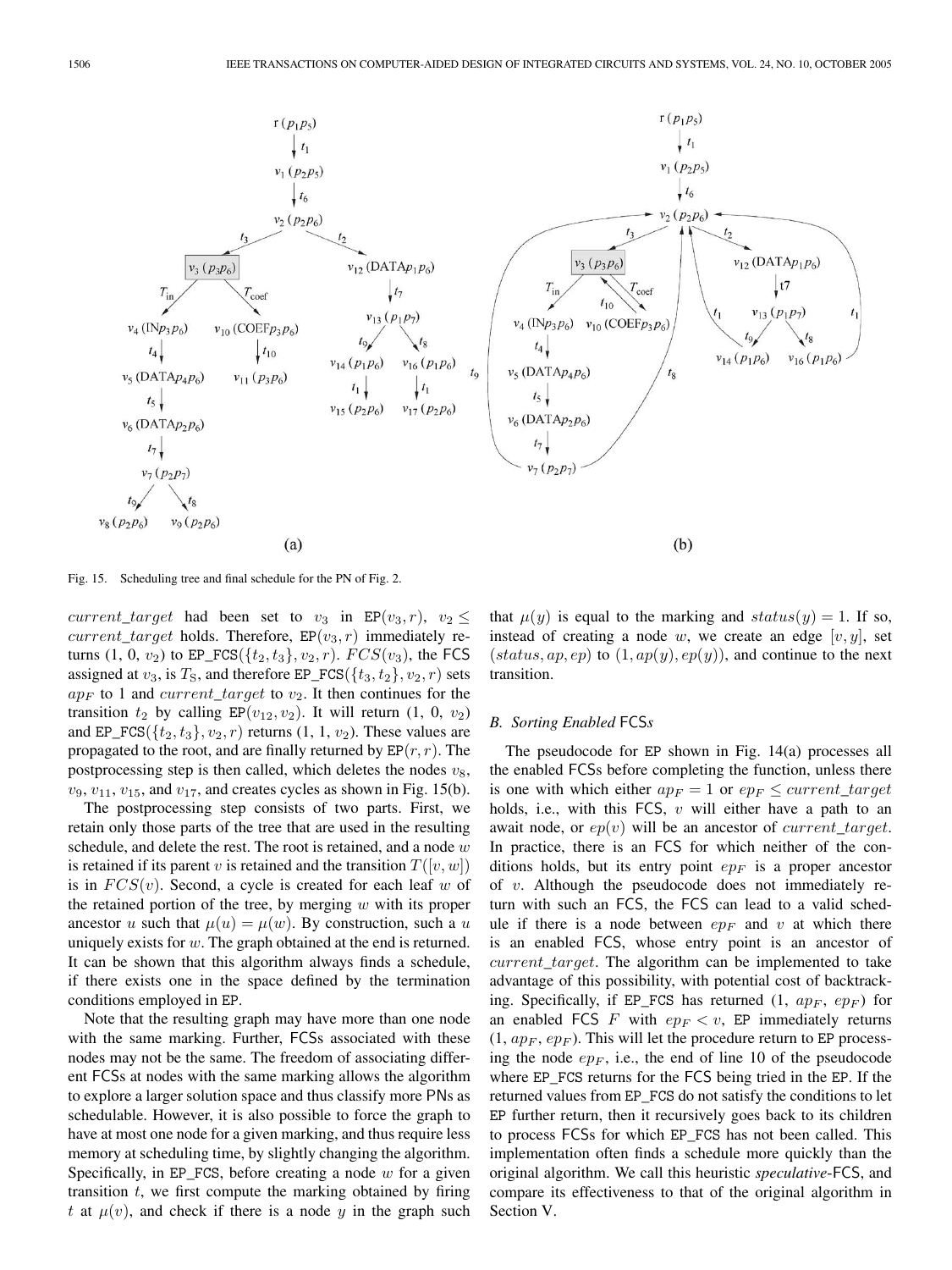Fig. 15. Scheduling tree and final schedule for the PN of Fig. 2.

$current\_target$ had been set to $v_3$ in EP$(v_3, r)$, $v_2 \leq current\_target$ holds. Therefore, EP$(v_3, r)$ immediately returns (1, 0, $v_2$) to EP_FCS$(\{t_2, t_3\}, v_2, r)$. $FCS(v_3)$, the FCS assigned at $v_3$, is $T_S$, and therefore EP_FCS$(\{t_3, t_2\}, v_2, r)$ sets $ap_F$ to 1 and $current\_target$ to $v_2$. It then continues for the transition $t_2$ by calling EP$(v_{12}, v_2)$. It will return (1, 0, $v_2$) and EP_FCS$(\{t_2, t_3\}, v_2, r)$ returns (1, 1, $v_2$). These values are propagated to the root, and are finally returned by EP$(r, r)$. The postprocessing step is then called, which deletes the nodes $v_8$, $v_9$, $v_{11}$, $v_{15}$, and $v_{17}$, and creates cycles as shown in Fig. 15(b).

The postprocessing step consists of two parts. First, we retain only those parts of the tree that are used in the resulting schedule, and delete the rest. The root is retained, and a node $w$ is retained if its parent $v$ is retained and the transition $T([v, w])$ is in $FCS(v)$. Second, a cycle is created for each leaf $w$ of the retained portion of the tree, by merging $w$ with its proper ancestor $u$ such that $\mu(u) = \mu(w)$. By construction, such a $u$ uniquely exists for $w$. The graph obtained at the end is returned. It can be shown that this algorithm always finds a schedule, if there exists one in the space defined by the termination conditions employed in EP.

Note that the resulting graph may have more than one node with the same marking. Further, FCSs associated with these nodes may not be the same. The freedom of associating different FCSs at nodes with the same marking allows the algorithm to explore a larger solution space and thus classify more PNs as schedulable. However, it is also possible to force the graph to have at most one node for a given marking, and thus require less memory at scheduling time, by slightly changing the algorithm. Specifically, in EP_FCS, before creating a node $w$ for a given transition $t$, we first compute the marking obtained by firing $t$ at $\mu(v)$, and check if there is a node $y$ in the graph such that $\mu(y)$ is equal to the marking and $status(y) = 1$. If so, instead of creating a node $w$, we create an edge $[v, y]$, set $(status, ap, ep)$ to $(1, ap(y), ep(y))$, and continue to the next transition.

### B. Sorting Enabled FCSs

The pseudocode for EP shown in Fig. 14(a) processes all the enabled FCSs before completing the function, unless there is one with which either $ap_F = 1$ or $ep_F \leq current\_target$ holds, i.e., with this FCS, $v$ will either have a path to an await node, or $ep(v)$ will be an ancestor of $current\_target$. In practice, there is an FCS for which neither of the conditions holds, but its entry point $ep_F$ is a proper ancestor of $v$. Although the pseudocode does not immediately return with such an FCS, the FCS can lead to a valid schedule if there is a node between $ep_F$ and $v$ at which there is an enabled FCS, whose entry point is an ancestor of $current\_target$. The algorithm can be implemented to take advantage of this possibility, with potential cost of backtracking. Specifically, if EP_FCS has returned (1, $ap_F$, $ep_F$) for an enabled FCS $F$ with $ep_F < v$, EP immediately returns (1, $ap_F$, $ep_F$). This will let the procedure return to EP processing the node $ep_F$, i.e., the end of line 10 of the pseudocode where EP_FCS returns for the FCS being tried in the EP. If the returned values from EP_FCS do not satisfy the conditions to let EP further return, then it recursively goes back to its children to process FCSs for which EP_FCS has not been called. This implementation often finds a schedule more quickly than the original algorithm. We call this heuristic *speculative*-FCS, and compare its effectiveness to that of the original algorithm in Section V.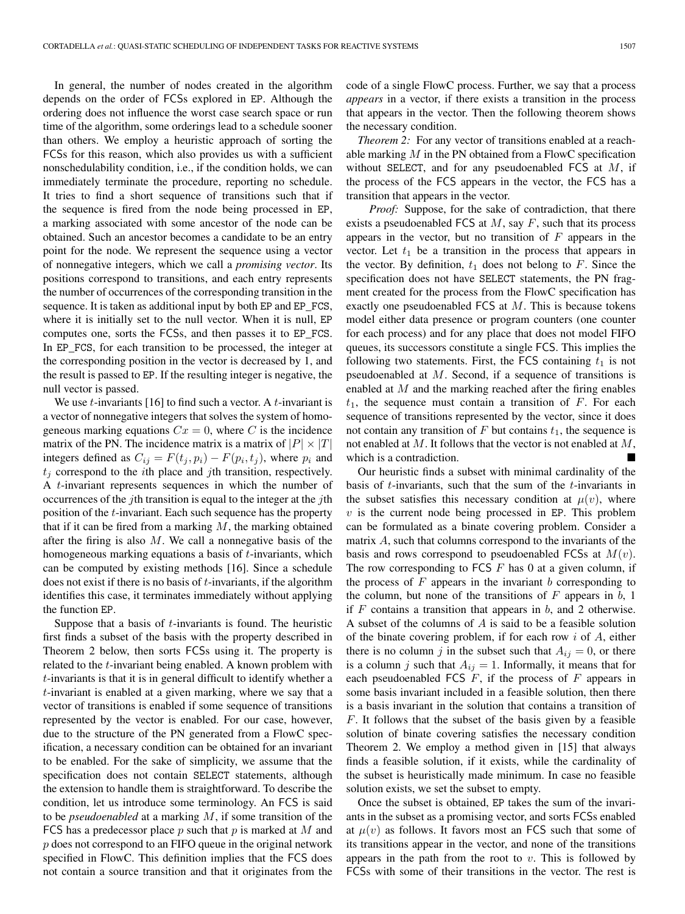In general, the number of nodes created in the algorithm depends on the order of FCSs explored in EP. Although the ordering does not influence the worst case search space or run time of the algorithm, some orderings lead to a schedule sooner than others. We employ a heuristic approach of sorting the FCSs for this reason, which also provides us with a sufficient nonschedulability condition, i.e., if the condition holds, we can immediately terminate the procedure, reporting no schedule. It tries to find a short sequence of transitions such that if the sequence is fired from the node being processed in EP, a marking associated with some ancestor of the node can be obtained. Such an ancestor becomes a candidate to be an entry point for the node. We represent the sequence using a vector of nonnegative integers, which we call a *promising vector*. Its positions correspond to transitions, and each entry represents the number of occurrences of the corresponding transition in the sequence. It is taken as additional input by both EP and EP_FCS, where it is initially set to the null vector. When it is null, EP computes one, sorts the FCSs, and then passes it to EP_FCS. In EP_FCS, for each transition to be processed, the integer at the corresponding position in the vector is decreased by 1, and the result is passed to EP. If the resulting integer is negative, the null vector is passed.

We use $t$-invariants [16] to find such a vector. A $t$-invariant is a vector of nonnegative integers that solves the system of homogeneous marking equations $Cx = 0$, where $C$ is the incidence matrix of the PN. The incidence matrix is a matrix of $|P| \times |T|$ integers defined as $C_{ij} = F(t_j, p_i) - F(p_i, t_j)$, where $p_i$ and $t_j$ correspond to the $i$th place and $j$th transition, respectively. A $t$-invariant represents sequences in which the number of occurrences of the $j$th transition is equal to the integer at the $j$th position of the $t$-invariant. Each such sequence has the property that if it can be fired from a marking $M$, the marking obtained after the firing is also $M$. We call a nonnegative basis of the homogeneous marking equations a basis of $t$-invariants, which can be computed by existing methods [16]. Since a schedule does not exist if there is no basis of $t$-invariants, if the algorithm identifies this case, it terminates immediately without applying the function EP.

Suppose that a basis of $t$-invariants is found. The heuristic first finds a subset of the basis with the property described in Theorem 2 below, then sorts FCSs using it. The property is related to the $t$-invariant being enabled. A known problem with $t$-invariants is that it is in general difficult to identify whether a $t$-invariant is enabled at a given marking, where we say that a vector of transitions is enabled if some sequence of transitions represented by the vector is enabled. For our case, however, due to the structure of the PN generated from a FlowC specification, a necessary condition can be obtained for an invariant to be enabled. For the sake of simplicity, we assume that the specification does not contain SELECT statements, although the extension to handle them is straightforward. To describe the condition, let us introduce some terminology. An FCS is said to be *pseudoenabled* at a marking $M$, if some transition of the FCS has a predecessor place $p$ such that $p$ is marked at $M$ and $p$ does not correspond to an FIFO queue in the original network specified in FlowC. This definition implies that the FCS does not contain a source transition and that it originates from the code of a single FlowC process. Further, we say that a process *appears* in a vector, if there exists a transition in the process that appears in the vector. Then the following theorem shows the necessary condition.

*Theorem 2:* For any vector of transitions enabled at a reachable marking $M$ in the PN obtained from a FlowC specification without SELECT, and for any pseudoenabled FCS at $M$, if the process of the FCS appears in the vector, the FCS has a transition that appears in the vector.

*Proof:* Suppose, for the sake of contradiction, that there exists a pseudoenabled FCS at $M$, say $F$, such that its process appears in the vector, but no transition of $F$ appears in the vector. Let $t_1$ be a transition in the process that appears in the vector. By definition, $t_1$ does not belong to $F$. Since the specification does not have SELECT statements, the PN fragment created for the process from the FlowC specification has exactly one pseudoenabled FCS at $M$. This is because tokens model either data presence or program counters (one counter for each process) and for any place that does not model FIFO queues, its successors constitute a single FCS. This implies the following two statements. First, the FCS containing $t_1$ is not pseudoenabled at $M$. Second, if a sequence of transitions is enabled at $M$ and the marking reached after the firing enables $t_1$, the sequence must contain a transition of $F$. For each sequence of transitions represented by the vector, since it does not contain any transition of $F$ but contains $t_1$, the sequence is not enabled at $M$. It follows that the vector is not enabled at $M$, which is a contradiction. ■

Our heuristic finds a subset with minimal cardinality of the basis of $t$-invariants, such that the sum of the $t$-invariants in the subset satisfies this necessary condition at $\mu(v)$, where $v$ is the current node being processed in EP. This problem can be formulated as a binate covering problem. Consider a matrix $A$, such that columns correspond to the invariants of the basis and rows correspond to pseudoenabled FCSs at $M(v)$. The row corresponding to FCS $F$ has 0 at a given column, if the process of $F$ appears in the invariant $b$ corresponding to the column, but none of the transitions of $F$ appears in $b$, 1 if $F$ contains a transition that appears in $b$, and 2 otherwise. A subset of the columns of $A$ is said to be a feasible solution of the binate covering problem, if for each row $i$ of $A$, either there is no column $j$ in the subset such that $A_{ij} = 0$, or there is a column $j$ such that $A_{ij} = 1$. Informally, it means that for each pseudoenabled FCS $F$, if the process of $F$ appears in some basis invariant included in a feasible solution, then there is a basis invariant in the solution that contains a transition of $F$. It follows that the subset of the basis given by a feasible solution of binate covering satisfies the necessary condition Theorem 2. We employ a method given in [15] that always finds a feasible solution, if it exists, while the cardinality of the subset is heuristically made minimum. In case no feasible solution exists, we set the subset to empty.

Once the subset is obtained, EP takes the sum of the invariants in the subset as a promising vector, and sorts FCSs enabled at $\mu(v)$ as follows. It favors most an FCS such that some of its transitions appear in the vector, and none of the transitions appears in the path from the root to $v$. This is followed by FCSs with some of their transitions in the vector. The rest is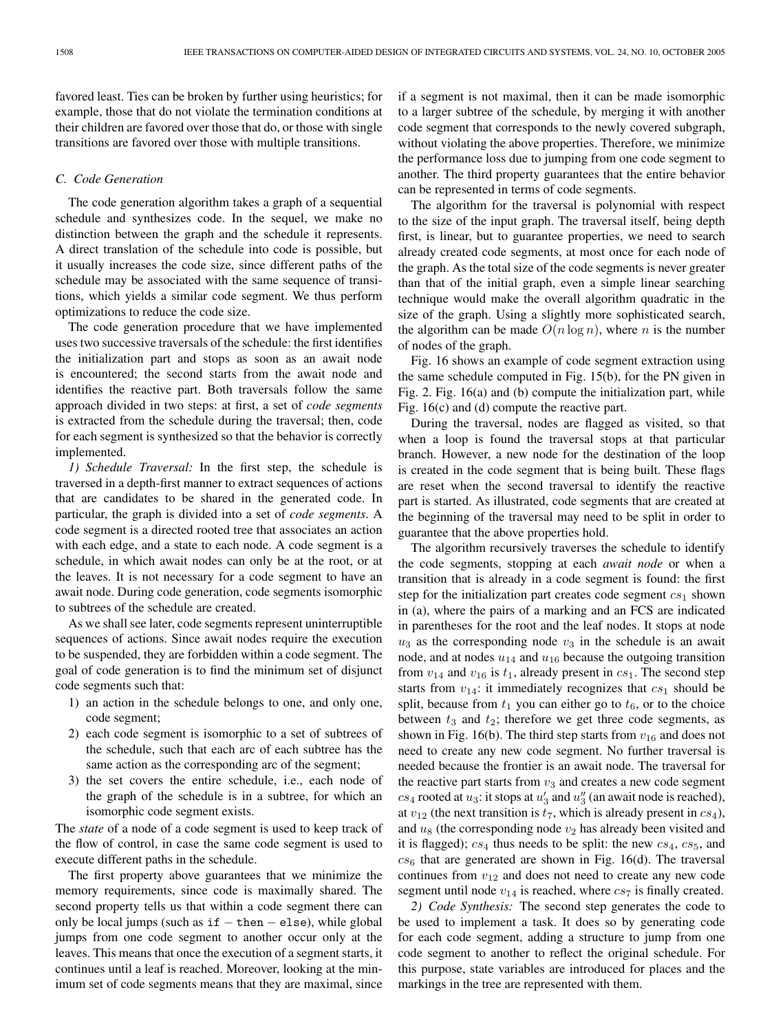favored least. Ties can be broken by further using heuristics; for example, those that do not violate the termination conditions at their children are favored over those that do, or those with single transitions are favored over those with multiple transitions.

### C. Code Generation

The code generation algorithm takes a graph of a sequential schedule and synthesizes code. In the sequel, we make no distinction between the graph and the schedule it represents. A direct translation of the schedule into code is possible, but it usually increases the code size, since different paths of the schedule may be associated with the same sequence of transitions, which yields a similar code segment. We thus perform optimizations to reduce the code size.

The code generation procedure that we have implemented uses two successive traversals of the schedule: the first identifies the initialization part and stops as soon as an await node is encountered; the second starts from the await node and identifies the reactive part. Both traversals follow the same approach divided in two steps: at first, a set of *code segments* is extracted from the schedule during the traversal; then, code for each segment is synthesized so that the behavior is correctly implemented.

*1) Schedule Traversal:* In the first step, the schedule is traversed in a depth-first manner to extract sequences of actions that are candidates to be shared in the generated code. In particular, the graph is divided into a set of *code segments*. A code segment is a directed rooted tree that associates an action with each edge, and a state to each node. A code segment is a schedule, in which await nodes can only be at the root, or at the leaves. It is not necessary for a code segment to have an await node. During code generation, code segments isomorphic to subtrees of the schedule are created.

As we shall see later, code segments represent uninterruptible sequences of actions. Since await nodes require the execution to be suspended, they are forbidden within a code segment. The goal of code generation is to find the minimum set of disjunct code segments such that:

1) an action in the schedule belongs to one, and only one, code segment;
2) each code segment is isomorphic to a set of subtrees of the schedule, such that each arc of each subtree has the same action as the corresponding arc of the segment;
3) the set covers the entire schedule, i.e., each node of the graph of the schedule is in a subtree, for which an isomorphic code segment exists.

The *state* of a node of a code segment is used to keep track of the flow of control, in case the same code segment is used to execute different paths in the schedule.

The first property above guarantees that we minimize the memory requirements, since code is maximally shared. The second property tells us that within a code segment there can only be local jumps (such as if − then − else), while global jumps from one code segment to another occur only at the leaves. This means that once the execution of a segment starts, it continues until a leaf is reached. Moreover, looking at the minimum set of code segments means that they are maximal, since if a segment is not maximal, then it can be made isomorphic to a larger subtree of the schedule, by merging it with another code segment that corresponds to the newly covered subgraph, without violating the above properties. Therefore, we minimize the performance loss due to jumping from one code segment to another. The third property guarantees that the entire behavior can be represented in terms of code segments.

The algorithm for the traversal is polynomial with respect to the size of the input graph. The traversal itself, being depth first, is linear, but to guarantee properties, we need to search already created code segments, at most once for each node of the graph. As the total size of the code segments is never greater than that of the initial graph, even a simple linear searching technique would make the overall algorithm quadratic in the size of the graph. Using a slightly more sophisticated search, the algorithm can be made $O(n \log n)$, where $n$ is the number of nodes of the graph.

Fig. 16 shows an example of code segment extraction using the same schedule computed in Fig. 15(b), for the PN given in Fig. 2. Fig. 16(a) and (b) compute the initialization part, while Fig. 16(c) and (d) compute the reactive part.

During the traversal, nodes are flagged as visited, so that when a loop is found the traversal stops at that particular branch. However, a new node for the destination of the loop is created in the code segment that is being built. These flags are reset when the second traversal to identify the reactive part is started. As illustrated, code segments that are created at the beginning of the traversal may need to be split in order to guarantee that the above properties hold.

The algorithm recursively traverses the schedule to identify the code segments, stopping at each *await node* or when a transition that is already in a code segment is found: the first step for the initialization part creates code segment $cs_1$ shown in (a), where the pairs of a marking and an FCS are indicated in parentheses for the root and the leaf nodes. It stops at node $u_3$ as the corresponding node $v_3$ in the schedule is an await node, and at nodes $u_{14}$ and $u_{16}$ because the outgoing transition from $v_{14}$ and $v_{16}$ is $t_1$, already present in $cs_1$. The second step starts from $v_{14}$: it immediately recognizes that $cs_1$ should be split, because from $t_1$ you can either go to $t_6$, or to the choice between $t_3$ and $t_2$; therefore we get three code segments, as shown in Fig. 16(b). The third step starts from $v_{16}$ and does not need to create any new code segment. No further traversal is needed because the frontier is an await node. The traversal for the reactive part starts from $v_3$ and creates a new code segment $cs_4$ rooted at $u_3$: it stops at $u'_3$ and $u''_3$ (an await node is reached), at $v_{12}$ (the next transition is $t_7$, which is already present in $cs_4$), and $u_8$ (the corresponding node $v_2$ has already been visited and it is flagged); $cs_4$ thus needs to be split: the new $cs_4$, $cs_5$, and $cs_6$ that are generated are shown in Fig. 16(d). The traversal continues from $v_{12}$ and does not need to create any new code segment until node $v_{14}$ is reached, where $cs_7$ is finally created.

*2) Code Synthesis:* The second step generates the code to be used to implement a task. It does so by generating code for each code segment, adding a structure to jump from one code segment to another to reflect the original schedule. For this purpose, state variables are introduced for places and the markings in the tree are represented with them.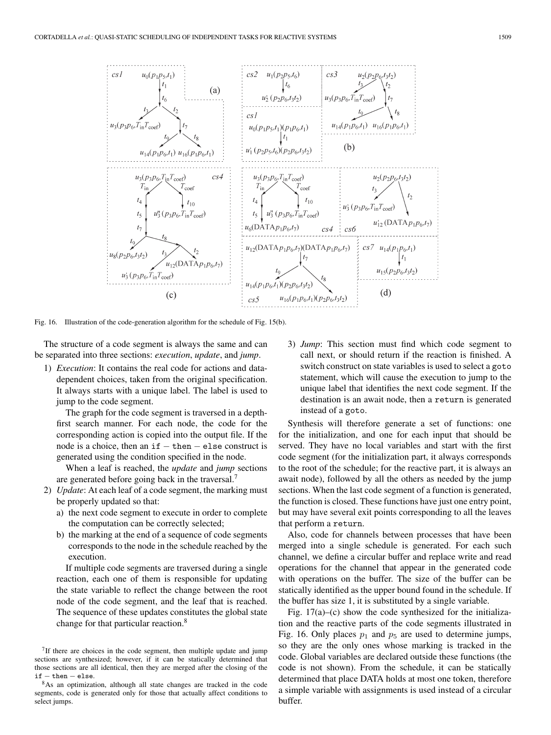Fig. 16. Illustration of the code-generation algorithm for the schedule of Fig. 15(b).

The structure of a code segment is always the same and can be separated into three sections: *execution*, *update*, and *jump*.

1) *Execution*: It contains the real code for actions and data-dependent choices, taken from the original specification. It always starts with a unique label. The label is used to jump to the code segment.

   The graph for the code segment is traversed in a depth-first search manner. For each node, the code for the corresponding action is copied into the output file. If the node is a choice, then an `if − then − else` construct is generated using the condition specified in the node.

   When a leaf is reached, the *update* and *jump* sections are generated before going back in the traversal.[7]

2) *Update*: At each leaf of a code segment, the marking must be properly updated so that:

   a) the next code segment to execute in order to complete the computation can be correctly selected;

   b) the marking at the end of a sequence of code segments corresponds to the node in the schedule reached by the execution.

   If multiple code segments are traversed during a single reaction, each one of them is responsible for updating the state variable to reflect the change between the root node of the code segment, and the leaf that is reached. The sequence of these updates constitutes the global state change for that particular reaction.[8]

3) *Jump*: This section must find which code segment to call next, or should return if the reaction is finished. A switch construct on state variables is used to select a `goto` statement, which will cause the execution to jump to the unique label that identifies the next code segment. If the destination is an await node, then a `return` is generated instead of a `goto`.

Synthesis will therefore generate a set of functions: one for the initialization, and one for each input that should be served. They have no local variables and start with the first code segment (for the initialization part, it always corresponds to the root of the schedule; for the reactive part, it is always an await node), followed by all the others as needed by the jump sections. When the last code segment of a function is generated, the function is closed. These functions have just one entry point, but may have several exit points corresponding to all the leaves that perform a `return`.

Also, code for channels between processes that have been merged into a single schedule is generated. For each such channel, we define a circular buffer and replace write and read operations for the channel that appear in the generated code with operations on the buffer. The size of the buffer can be statically identified as the upper bound found in the schedule. If the buffer has size 1, it is substituted by a single variable.

Fig. 17(a)–(c) show the code synthesized for the initialization and the reactive parts of the code segments illustrated in Fig. 16. Only places $p_1$ and $p_5$ are used to determine jumps, so they are the only ones whose marking is tracked in the code. Global variables are declared outside these functions (the code is not shown). From the schedule, it can be statically determined that place DATA holds at most one token, therefore a simple variable with assignments is used instead of a circular buffer.

[7] If there are choices in the code segment, then multiple update and jump sections are synthesized; however, if it can be statically determined that those sections are all identical, then they are merged after the closing of the `if − then − else`.

[8] As an optimization, although all state changes are tracked in the code segments, code is generated only for those that actually affect conditions to select jumps.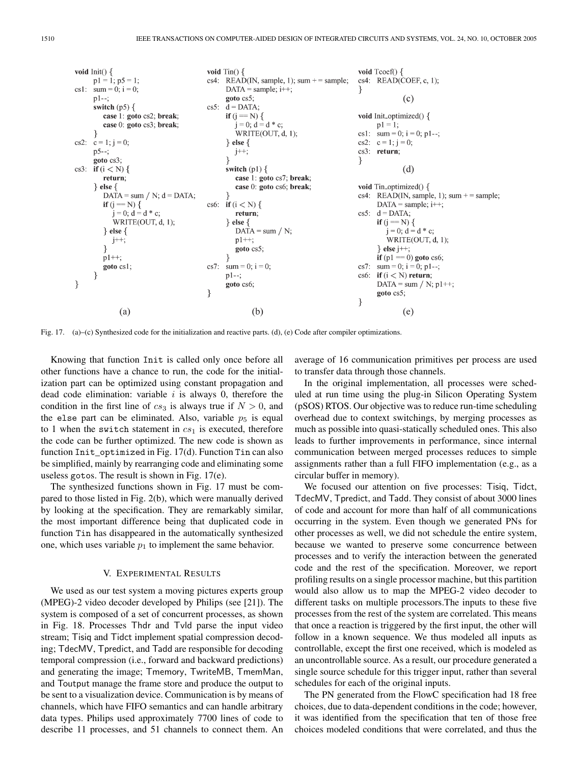```
void Init() {
       p1 = 1; p5 = 1;
cs1:   sum = 0; i = 0;
       p1--;
       switch (p5) {
           case 1: goto cs2; break;
           case 0: goto cs3; break;
       }
cs2:   c = 1; j = 0;
       p5--;
       goto cs3;
cs3:   if (i < N) {
           return;
       } else {
           DATA = sum / N; d = DATA;
           if (j == N) {
               j = 0; d = d * c;
               WRITE(OUT, d, 1);
           } else {
               j++;
           }
           p1++;
           goto cs1;
       }
}
```
(a)

```
void Tin() {
cs4:   READ(IN, sample, 1); sum += sample;
       DATA = sample; i++;
       goto cs5;
cs5:   d = DATA;
       if (j == N) {
           j = 0; d = d * c;
           WRITE(OUT, d, 1);
       } else {
           j++;
       }
       switch (p1) {
           case 1: goto cs7; break;
           case 0: goto cs6; break;
       }
cs6:   if (i < N) {
           return;
       } else {
           DATA = sum / N;
           p1++;
           goto cs5;
       }
cs7:   sum = 0; i = 0;
       p1--;
       goto cs6;
}
```
(b)

```
void Tcoef() {
cs4:   READ(COEF, c, 1);
}
```
(c)

```
void Init_optimized() {
       p1 = 1;
cs1:   sum = 0; i = 0; p1--;
cs2:   c = 1; j = 0;
cs3:   return;
}
```
(d)

```
void Tin_optimized() {
cs4:   READ(IN, sample, 1); sum += sample;
       DATA = sample; i++;
cs5:   d = DATA;
       if (j == N) {
           j = 0; d = d * c;
           WRITE(OUT, d, 1);
       } else j++;
       if (p1 == 0) goto cs6;
cs7:   sum = 0; i = 0; p1--;
cs6:   if (i < N) return;
       DATA = sum / N; p1++;
       goto cs5;
}
```
(e)

Fig. 17. (a)–(c) Synthesized code for the initialization and reactive parts. (d), (e) Code after compiler optimizations.

Knowing that function Init is called only once before all other functions have a chance to run, the code for the initialization part can be optimized using constant propagation and dead code elimination: variable $i$ is always 0, therefore the condition in the first line of $cs_3$ is always true if $N > 0$, and the else part can be eliminated. Also, variable $p_5$ is equal to 1 when the switch statement in $cs_1$ is executed, therefore the code can be further optimized. The new code is shown as function Init_optimized in Fig. 17(d). Function Tin can also be simplified, mainly by rearranging code and eliminating some useless gotos. The result is shown in Fig. 17(e).

The synthesized functions shown in Fig. 17 must be compared to those listed in Fig. 2(b), which were manually derived by looking at the specification. They are remarkably similar, the most important difference being that duplicated code in function Tin has disappeared in the automatically synthesized one, which uses variable $p_1$ to implement the same behavior.

## V. Experimental Results

We used as our test system a moving pictures experts group (MPEG)-2 video decoder developed by Philips (see [21]). The system is composed of a set of concurrent processes, as shown in Fig. 18. Processes Thdr and Tvld parse the input video stream; Tisiq and Tidct implement spatial compression decoding; TdecMV, Tpredict, and Tadd are responsible for decoding temporal compression (i.e., forward and backward predictions) and generating the image; Tmemory, TwriteMB, TmemMan, and Toutput manage the frame store and produce the output to be sent to a visualization device. Communication is by means of channels, which have FIFO semantics and can handle arbitrary data types. Philips used approximately 7700 lines of code to describe 11 processes, and 51 channels to connect them. An average of 16 communication primitives per process are used to transfer data through those channels.

In the original implementation, all processes were scheduled at run time using the plug-in Silicon Operating System (pSOS) RTOS. Our objective was to reduce run-time scheduling overhead due to context switchings, by merging processes as much as possible into quasi-statically scheduled ones. This also leads to further improvements in performance, since internal communication between merged processes reduces to simple assignments rather than a full FIFO implementation (e.g., as a circular buffer in memory).

We focused our attention on five processes: Tisiq, Tidct, TdecMV, Tpredict, and Tadd. They consist of about 3000 lines of code and account for more than half of all communications occurring in the system. Even though we generated PNs for other processes as well, we did not schedule the entire system, because we wanted to preserve some concurrence between processes and to verify the interaction between the generated code and the rest of the specification. Moreover, we report profiling results on a single processor machine, but this partition would also allow us to map the MPEG-2 video decoder to different tasks on multiple processors.The inputs to these five processes from the rest of the system are correlated. This means that once a reaction is triggered by the first input, the other will follow in a known sequence. We thus modeled all inputs as controllable, except the first one received, which is modeled as an uncontrollable source. As a result, our procedure generated a single source schedule for this trigger input, rather than several schedules for each of the original inputs.

The PN generated from the FlowC specification had 18 free choices, due to data-dependent conditions in the code; however, it was identified from the specification that ten of those free choices modeled conditions that were correlated, and thus the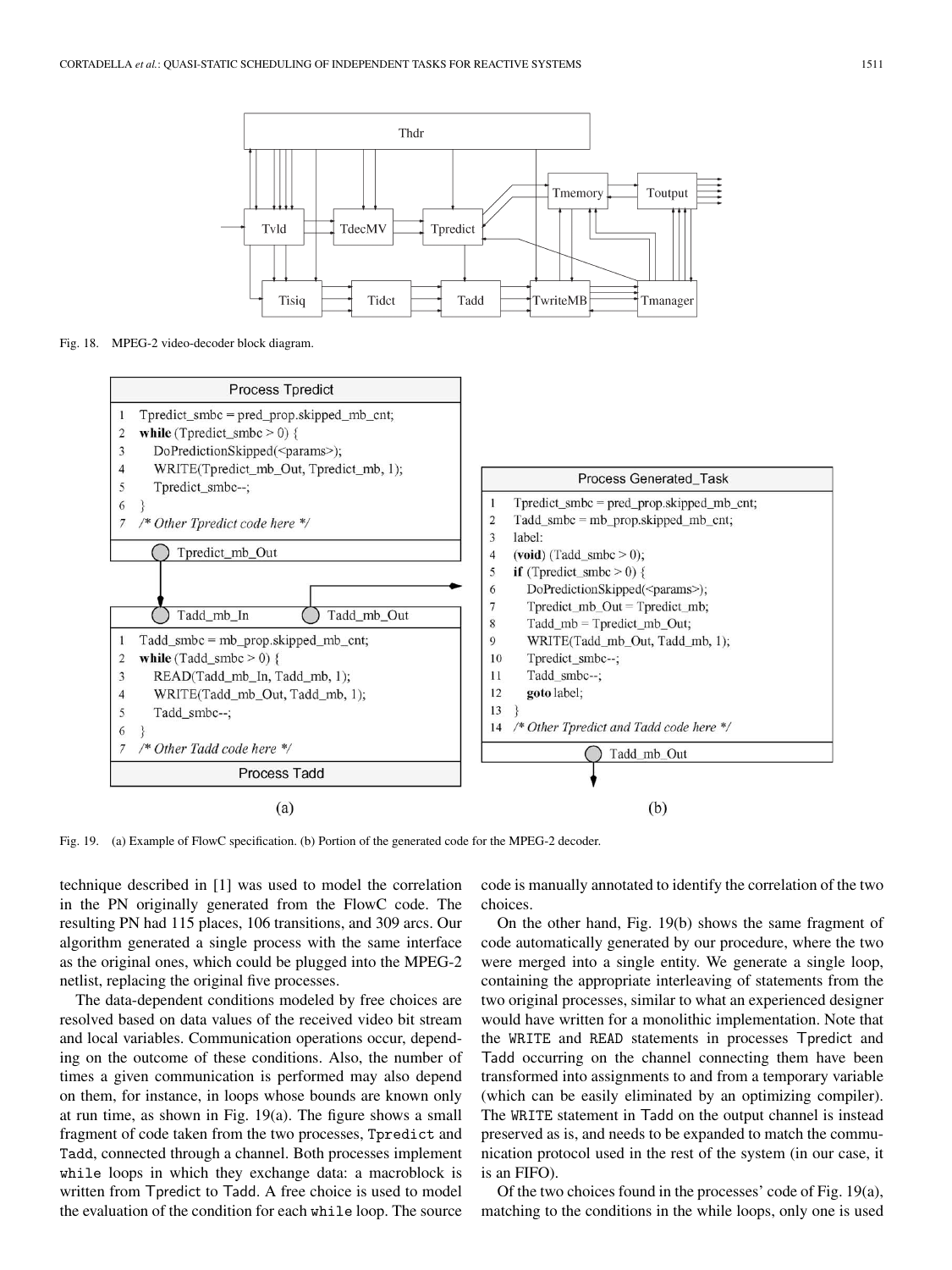Fig. 18. MPEG-2 video-decoder block diagram.

**Process Tpredict**

```
1  Tpredict_smbc = pred_prop.skipped_mb_cnt;
2  while (Tpredict_smbc > 0) {
3     DoPredictionSkipped(<params>);
4     WRITE(Tpredict_mb_Out, Tpredict_mb, 1);
5     Tpredict_smbc--;
6  }
7  /* Other Tpredict code here */
```

Tpredict_mb_Out

Tadd_mb_In    Tadd_mb_Out

```
1  Tadd_smbc = mb_prop.skipped_mb_cnt;
2  while (Tadd_smbc > 0) {
3     READ(Tadd_mb_In, Tadd_mb, 1);
4     WRITE(Tadd_mb_Out, Tadd_mb, 1);
5     Tadd_smbc--;
6  }
7  /* Other Tadd code here */
```

**Process Tadd**

(a)

**Process Generated_Task**

```
1  Tpredict_smbc = pred_prop.skipped_mb_cnt;
2  Tadd_smbc = mb_prop.skipped_mb_cnt;
3  label:
4  (void) (Tadd_smbc > 0);
5  if (Tpredict_smbc > 0) {
6     DoPredictionSkipped(<params>);
7     Tpredict_mb_Out = Tpredict_mb;
8     Tadd_mb = Tpredict_mb_Out;
9     WRITE(Tadd_mb_Out, Tadd_mb, 1);
10    Tpredict_smbc--;
11    Tadd_smbc--;
12    goto label;
13 }
14 /* Other Tpredict and Tadd code here */
```

Tadd_mb_Out

(b)

Fig. 19. (a) Example of FlowC specification. (b) Portion of the generated code for the MPEG-2 decoder.

technique described in [1] was used to model the correlation in the PN originally generated from the FlowC code. The resulting PN had 115 places, 106 transitions, and 309 arcs. Our algorithm generated a single process with the same interface as the original ones, which could be plugged into the MPEG-2 netlist, replacing the original five processes.

The data-dependent conditions modeled by free choices are resolved based on data values of the received video bit stream and local variables. Communication operations occur, depending on the outcome of these conditions. Also, the number of times a given communication is performed may also depend on them, for instance, in loops whose bounds are known only at run time, as shown in Fig. 19(a). The figure shows a small fragment of code taken from the two processes, `Tpredict` and `Tadd`, connected through a channel. Both processes implement `while` loops in which they exchange data: a macroblock is written from Tpredict to Tadd. A free choice is used to model the evaluation of the condition for each `while` loop. The source code is manually annotated to identify the correlation of the two choices.

On the other hand, Fig. 19(b) shows the same fragment of code automatically generated by our procedure, where the two were merged into a single entity. We generate a single loop, containing the appropriate interleaving of statements from the two original processes, similar to what an experienced designer would have written for a monolithic implementation. Note that the `WRITE` and `READ` statements in processes Tpredict and Tadd occurring on the channel connecting them have been transformed into assignments to and from a temporary variable (which can be easily eliminated by an optimizing compiler). The `WRITE` statement in Tadd on the output channel is instead preserved as is, and needs to be expanded to match the communication protocol used in the rest of the system (in our case, it is an FIFO).

Of the two choices found in the processes' code of Fig. 19(a), matching to the conditions in the while loops, only one is used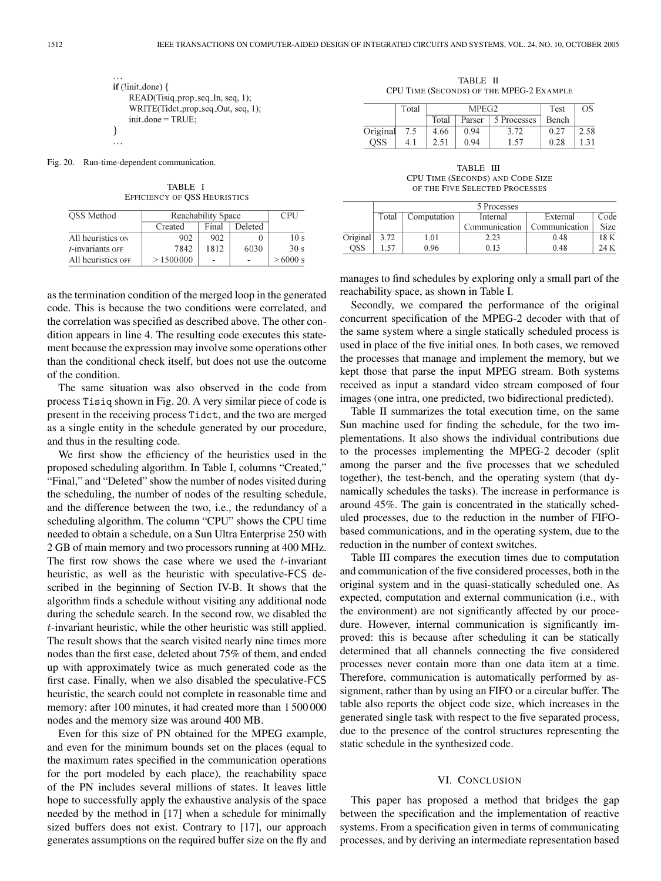```
...
if (!init_done) {
    READ(Tisiq_prop_seq_In, seq, 1);
    WRITE(Tidct_prop_seq_Out, seq, 1);
    init_done = TRUE;
}
...
```

Fig. 20. Run-time-dependent communication.

TABLE I
EFFICIENCY OF QSS HEURISTICS

| QSS Method | Reachability Space | | | CPU |
|---|---|---|---|---|
| | Created | Final | Deleted | |
| All heuristics ON | 902 | 902 | 0 | 10 s |
| $t$-invariants OFF | 7842 | 1812 | 6030 | 30 s |
| All heuristics OFF | > 1500000 | - | - | > 6000 s |

as the termination condition of the merged loop in the generated code. This is because the two conditions were correlated, and the correlation was specified as described above. The other condition appears in line 4. The resulting code executes this statement because the expression may involve some operations other than the conditional check itself, but does not use the outcome of the condition.

The same situation was also observed in the code from process `Tisiq` shown in Fig. 20. A very similar piece of code is present in the receiving process `Tidct`, and the two are merged as a single entity in the schedule generated by our procedure, and thus in the resulting code.

We first show the efficiency of the heuristics used in the proposed scheduling algorithm. In Table I, columns "Created," "Final," and "Deleted" show the number of nodes visited during the scheduling, the number of nodes of the resulting schedule, and the difference between the two, i.e., the redundancy of a scheduling algorithm. The column "CPU" shows the CPU time needed to obtain a schedule, on a Sun Ultra Enterprise 250 with 2 GB of main memory and two processors running at 400 MHz. The first row shows the case where we used the $t$-invariant heuristic, as well as the heuristic with speculative-FCS described in the beginning of Section IV-B. It shows that the algorithm finds a schedule without visiting any additional node during the schedule search. In the second row, we disabled the $t$-invariant heuristic, while the other heuristic was still applied. The result shows that the search visited nearly nine times more nodes than the first case, deleted about 75% of them, and ended up with approximately twice as much generated code as the first case. Finally, when we also disabled the speculative-FCS heuristic, the search could not complete in reasonable time and memory: after 100 minutes, it had created more than 1 500 000 nodes and the memory size was around 400 MB.

Even for this size of PN obtained for the MPEG example, and even for the minimum bounds set on the places (equal to the maximum rates specified in the communication operations for the port modeled by each place), the reachability space of the PN includes several millions of states. It leaves little hope to successfully apply the exhaustive analysis of the space needed by the method in [17] when a schedule for minimally sized buffers does not exist. Contrary to [17], our approach generates assumptions on the required buffer size on the fly and manages to find schedules by exploring only a small part of the reachability space, as shown in Table I.

TABLE II
CPU TIME (SECONDS) OF THE MPEG-2 EXAMPLE

| | Total | MPEG2 | | | Test | OS |
|---|---|---|---|---|---|---|
| | | Total | Parser | 5 Processes | Bench | |
| Original | 7.5 | 4.66 | 0.94 | 3.72 | 0.27 | 2.58 |
| QSS | 4.1 | 2.51 | 0.94 | 1.57 | 0.28 | 1.31 |

TABLE III
CPU TIME (SECONDS) AND CODE SIZE OF THE FIVE SELECTED PROCESSES

| | 5 Processes | | | | |
|---|---|---|---|---|---|
| | Total | Computation | Internal Communication | External Communication | Code Size |
| Original | 3.72 | 1.01 | 2.23 | 0.48 | 18 K |
| QSS | 1.57 | 0.96 | 0.13 | 0.48 | 24 K |

Secondly, we compared the performance of the original concurrent specification of the MPEG-2 decoder with that of the same system where a single statically scheduled process is used in place of the five initial ones. In both cases, we removed the processes that manage and implement the memory, but we kept those that parse the input MPEG stream. Both systems received as input a standard video stream composed of four images (one intra, one predicted, two bidirectional predicted).

Table II summarizes the total execution time, on the same Sun machine used for finding the schedule, for the two implementations. It also shows the individual contributions due to the processes implementing the MPEG-2 decoder (split among the parser and the five processes that we scheduled together), the test-bench, and the operating system (that dynamically schedules the tasks). The increase in performance is around 45%. The gain is concentrated in the statically scheduled processes, due to the reduction in the number of FIFO-based communications, and in the operating system, due to the reduction in the number of context switches.

Table III compares the execution times due to computation and communication of the five considered processes, both in the original system and in the quasi-statically scheduled one. As expected, computation and external communication (i.e., with the environment) are not significantly affected by our procedure. However, internal communication is significantly improved: this is because after scheduling it can be statically determined that all channels connecting the five considered processes never contain more than one data item at a time. Therefore, communication is automatically performed by assignment, rather than by using an FIFO or a circular buffer. The table also reports the object code size, which increases in the generated single task with respect to the five separated process, due to the presence of the control structures representing the static schedule in the synthesized code.

## VI. CONCLUSION

This paper has proposed a method that bridges the gap between the specification and the implementation of reactive systems. From a specification given in terms of communicating processes, and by deriving an intermediate representation based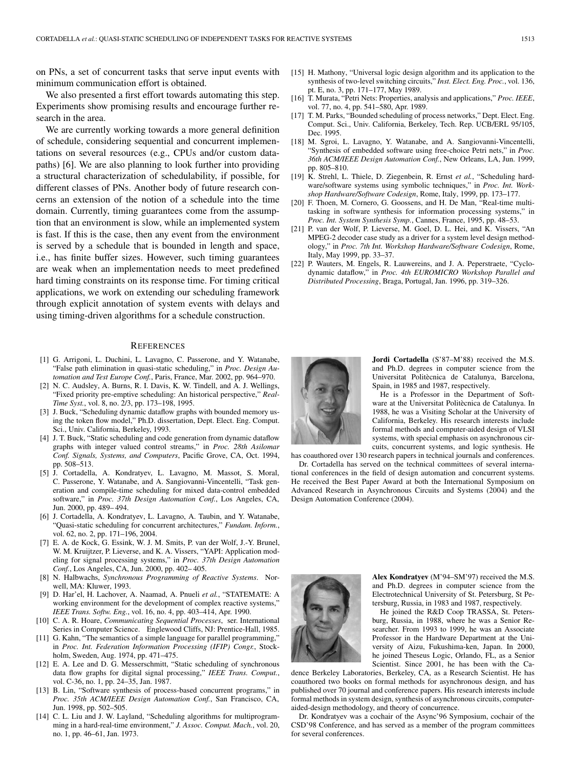on PNs, a set of concurrent tasks that serve input events with minimum communication effort is obtained.

We also presented a first effort towards automating this step. Experiments show promising results and encourage further research in the area.

We are currently working towards a more general definition of schedule, considering sequential and concurrent implementations on several resources (e.g., CPUs and/or custom datapaths) [6]. We are also planning to look further into providing a structural characterization of schedulability, if possible, for different classes of PNs. Another body of future research concerns an extension of the notion of a schedule into the time domain. Currently, timing guarantees come from the assumption that an environment is slow, while an implemented system is fast. If this is the case, then any event from the environment is served by a schedule that is bounded in length and space, i.e., has finite buffer sizes. However, such timing guarantees are weak when an implementation needs to meet predefined hard timing constraints on its response time. For timing critical applications, we work on extending our scheduling framework through explicit annotation of system events with delays and using timing-driven algorithms for a schedule construction.

## References

[1] G. Arrigoni, L. Duchini, L. Lavagno, C. Passerone, and Y. Watanabe, "False path elimination in quasi-static scheduling," in *Proc. Design Automation and Test Europe Conf.*, Paris, France, Mar. 2002, pp. 964–970.

[2] N. C. Audsley, A. Burns, R. I. Davis, K. W. Tindell, and A. J. Wellings, "Fixed priority pre-emptive scheduling: An historical perspective," *Real-Time Syst.*, vol. 8, no. 2/3, pp. 173–198, 1995.

[3] J. Buck, "Scheduling dynamic dataflow graphs with bounded memory using the token flow model," Ph.D. dissertation, Dept. Elect. Eng. Comput. Sci., Univ. California, Berkeley, 1993.

[4] J. T. Buck, "Static scheduling and code generation from dynamic dataflow graphs with integer valued control streams," in *Proc. 28th Asilomar Conf. Signals, Systems, and Computers*, Pacific Grove, CA, Oct. 1994, pp. 508–513.

[5] J. Cortadella, A. Kondratyev, L. Lavagno, M. Massot, S. Moral, C. Passerone, Y. Watanabe, and A. Sangiovanni-Vincentelli, "Task generation and compile-time scheduling for mixed data-control embedded software," in *Proc. 37th Design Automation Conf.*, Los Angeles, CA, Jun. 2000, pp. 489–494.

[6] J. Cortadella, A. Kondratyev, L. Lavagno, A. Taubin, and Y. Watanabe, "Quasi-static scheduling for concurrent architectures," *Fundam. Inform.*, vol. 62, no. 2, pp. 171–196, 2004.

[7] E. A. de Kock, G. Essink, W. J. M. Smits, P. van der Wolf, J.-Y. Brunel, W. M. Kruijtzer, P. Lieverse, and K. A. Vissers, "YAPI: Application modeling for signal processing systems," in *Proc. 37th Design Automation Conf.*, Los Angeles, CA, Jun. 2000, pp. 402–405.

[8] N. Halbwachs, *Synchronous Programming of Reactive Systems*. Norwell, MA: Kluwer, 1993.

[9] D. Har'el, H. Lachover, A. Naamad, A. Pnueli *et al.*, "STATEMATE: A working environment for the development of complex reactive systems," *IEEE Trans. Softw. Eng.*, vol. 16, no. 4, pp. 403–414, Apr. 1990.

[10] C. A. R. Hoare, *Communicating Sequential Processes*, ser. International Series in Computer Science. Englewood Cliffs, NJ: Prentice-Hall, 1985.

[11] G. Kahn, "The semantics of a simple language for parallel programming," in *Proc. Int. Federation Information Processing (IFIP) Congr.*, Stockholm, Sweden, Aug. 1974, pp. 471–475.

[12] E. A. Lee and D. G. Messerschmitt, "Static scheduling of synchronous data flow graphs for digital signal processing," *IEEE Trans. Comput.*, vol. C-36, no. 1, pp. 24–35, Jan. 1987.

[13] B. Lin, "Software synthesis of process-based concurrent programs," in *Proc. 35th ACM/IEEE Design Automation Conf.*, San Francisco, CA, Jun. 1998, pp. 502–505.

[14] C. L. Liu and J. W. Layland, "Scheduling algorithms for multiprogramming in a hard-real-time environment," *J. Assoc. Comput. Mach.*, vol. 20, no. 1, pp. 46–61, Jan. 1973.

[15] H. Mathony, "Universal logic design algorithm and its application to the synthesis of two-level switching circuits," *Inst. Elect. Eng. Proc.*, vol. 136, pt. E, no. 3, pp. 171–177, May 1989.

[16] T. Murata, "Petri Nets: Properties, analysis and applications," *Proc. IEEE*, vol. 77, no. 4, pp. 541–580, Apr. 1989.

[17] T. M. Parks, "Bounded scheduling of process networks," Dept. Elect. Eng. Comput. Sci., Univ. California, Berkeley, Tech. Rep. UCB/ERL 95/105, Dec. 1995.

[18] M. Sgroi, L. Lavagno, Y. Watanabe, and A. Sangiovanni-Vincentelli, "Synthesis of embedded software using free-choice Petri nets," in *Proc. 36th ACM/IEEE Design Automation Conf.*, New Orleans, LA, Jun. 1999, pp. 805–810.

[19] K. Strehl, L. Thiele, D. Ziegenbein, R. Ernst *et al.*, "Scheduling hardware/software systems using symbolic techniques," in *Proc. Int. Workshop Hardware/Software Codesign*, Rome, Italy, 1999, pp. 173–177.

[20] F. Thoen, M. Cornero, G. Goossens, and H. De Man, "Real-time multi-tasking in software synthesis for information processing systems," in *Proc. Int. System Synthesis Symp.*, Cannes, France, 1995, pp. 48–53.

[21] P. van der Wolf, P. Lieverse, M. Goel, D. L. Hei, and K. Vissers, "An MPEG-2 decoder case study as a driver for a system level design methodology," in *Proc. 7th Int. Workshop Hardware/Software Codesign*, Rome, Italy, May 1999, pp. 33–37.

[22] P. Wauters, M. Engels, R. Lauwereins, and J. A. Peperstraete, "Cyclo-dynamic dataflow," in *Proc. 4th EUROMICRO Workshop Parallel and Distributed Processing*, Braga, Portugal, Jan. 1996, pp. 319–326.

**Jordi Cortadella** (S'87–M'88) received the M.S. and Ph.D. degrees in computer science from the Universitat Politècnica de Catalunya, Barcelona, Spain, in 1985 and 1987, respectively.

He is a Professor in the Department of Software at the Universitat Politècnica de Catalunya. In 1988, he was a Visiting Scholar at the University of California, Berkeley. His research interests include formal methods and computer-aided design of VLSI systems, with special emphasis on asynchronous circuits, concurrent systems, and logic synthesis. He has coauthored over 130 research papers in technical journals and conferences.

Dr. Cortadella has served on the technical committees of several international conferences in the field of design automation and concurrent systems. He received the Best Paper Award at both the International Symposium on Advanced Research in Asynchronous Circuits and Systems (2004) and the Design Automation Conference (2004).

**Alex Kondratyev** (M'94–SM'97) received the M.S. and Ph.D. degrees in computer science from the Electrotechnical University of St. Petersburg, St Petersburg, Russia, in 1983 and 1987, respectively.

He joined the R&D Coop TRASSA, St. Petersburg, Russia, in 1988, where he was a Senior Researcher. From 1993 to 1999, he was an Associate Professor in the Hardware Department at the University of Aizu, Fukushima-ken, Japan. In 2000, he joined Theseus Logic, Orlando, FL, as a Senior Scientist. Since 2001, he has been with the Cadence Berkeley Laboratories, Berkeley, CA, as a Research Scientist. He has coauthored two books on formal methods for asynchronous design, and has published over 70 journal and conference papers. His research interests include formal methods in system design, synthesis of asynchronous circuits, computer-aided-design methodology, and theory of concurrence.

Dr. Kondratyev was a cochair of the Async'96 Symposium, cochair of the CSD'98 Conference, and has served as a member of the program committees for several conferences.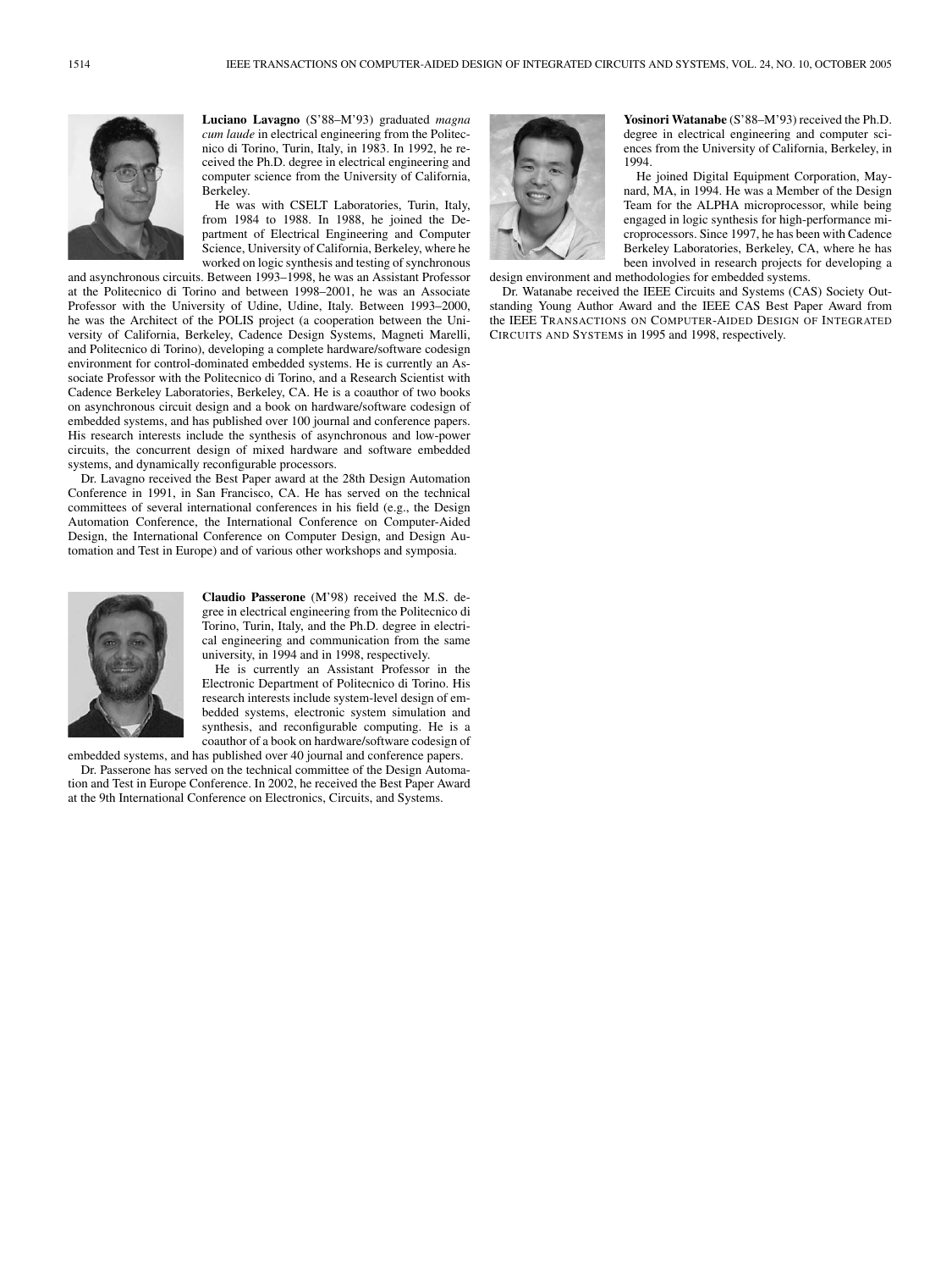**Luciano Lavagno** (S'88–M'93) graduated *magna cum laude* in electrical engineering from the Politecnico di Torino, Turin, Italy, in 1983. In 1992, he received the Ph.D. degree in electrical engineering and computer science from the University of California, Berkeley.

He was with CSELT Laboratories, Turin, Italy, from 1984 to 1988. In 1988, he joined the Department of Electrical Engineering and Computer Science, University of California, Berkeley, where he worked on logic synthesis and testing of synchronous and asynchronous circuits. Between 1993–1998, he was an Assistant Professor at the Politecnico di Torino and between 1998–2001, he was an Associate Professor with the University of Udine, Udine, Italy. Between 1993–2000, he was the Architect of the POLIS project (a cooperation between the University of California, Berkeley, Cadence Design Systems, Magneti Marelli, and Politecnico di Torino), developing a complete hardware/software codesign environment for control-dominated embedded systems. He is currently an Associate Professor with the Politecnico di Torino, and a Research Scientist with Cadence Berkeley Laboratories, Berkeley, CA. He is a coauthor of two books on asynchronous circuit design and a book on hardware/software codesign of embedded systems, and has published over 100 journal and conference papers. His research interests include the synthesis of asynchronous and low-power circuits, the concurrent design of mixed hardware and software embedded systems, and dynamically reconfigurable processors.

Dr. Lavagno received the Best Paper award at the 28th Design Automation Conference in 1991, in San Francisco, CA. He has served on the technical committees of several international conferences in his field (e.g., the Design Automation Conference, the International Conference on Computer-Aided Design, the International Conference on Computer Design, and Design Automation and Test in Europe) and of various other workshops and symposia.

**Claudio Passerone** (M'98) received the M.S. degree in electrical engineering from the Politecnico di Torino, Turin, Italy, and the Ph.D. degree in electrical engineering and communication from the same university, in 1994 and in 1998, respectively.

He is currently an Assistant Professor in the Electronic Department of Politecnico di Torino. His research interests include system-level design of embedded systems, electronic system simulation and synthesis, and reconfigurable computing. He is a coauthor of a book on hardware/software codesign of embedded systems, and has published over 40 journal and conference papers.

Dr. Passerone has served on the technical committee of the Design Automation and Test in Europe Conference. In 2002, he received the Best Paper Award at the 9th International Conference on Electronics, Circuits, and Systems.

**Yosinori Watanabe** (S'88–M'93) received the Ph.D. degree in electrical engineering and computer sciences from the University of California, Berkeley, in 1994.

He joined Digital Equipment Corporation, Maynard, MA, in 1994. He was a Member of the Design Team for the ALPHA microprocessor, while being engaged in logic synthesis for high-performance microprocessors. Since 1997, he has been with Cadence Berkeley Laboratories, Berkeley, CA, where he has been involved in research projects for developing a design environment and methodologies for embedded systems.

Dr. Watanabe received the IEEE Circuits and Systems (CAS) Society Outstanding Young Author Award and the IEEE CAS Best Paper Award from the IEEE Transactions on Computer-Aided Design of Integrated Circuits and Systems in 1995 and 1998, respectively.